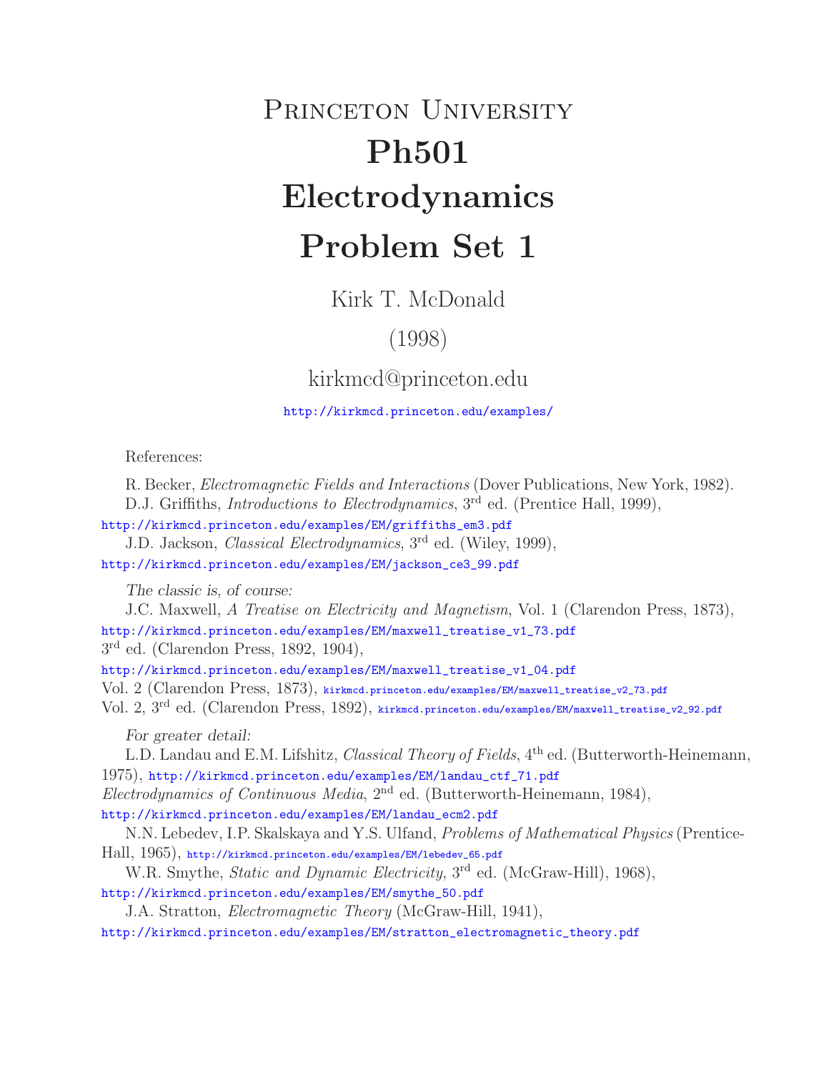# Princeton University

# Ph501

# Electrodynamics

# Problem Set 1

Kirk T. McDonald

(1998)

kirkmcd@princeton.edu

http://kirkmcd.princeton.edu/examples/

References:

R. Becker, *Electromagnetic Fields and Interactions* (Dover Publications, New York, 1982).

D.J. Griffiths, *Introductions to Electrodynamics*, 3rd ed. (Prentice Hall, 1999), http://kirkmcd.princeton.edu/examples/EM/griffiths_em3.pdf

J.D. Jackson, *Classical Electrodynamics*, 3rd ed. (Wiley, 1999), http://kirkmcd.princeton.edu/examples/EM/jackson_ce3_99.pdf

*The classic is, of course:*

J.C. Maxwell, *A Treatise on Electricity and Magnetism*, Vol. 1 (Clarendon Press, 1873), http://kirkmcd.princeton.edu/examples/EM/maxwell_treatise_v1_73.pdf
3rd ed. (Clarendon Press, 1892, 1904),
http://kirkmcd.princeton.edu/examples/EM/maxwell_treatise_v1_04.pdf
Vol. 2 (Clarendon Press, 1873), kirkmcd.princeton.edu/examples/EM/maxwell_treatise_v2_73.pdf
Vol. 2, 3rd ed. (Clarendon Press, 1892), kirkmcd.princeton.edu/examples/EM/maxwell_treatise_v2_92.pdf

*For greater detail:*

L.D. Landau and E.M. Lifshitz, *Classical Theory of Fields*, 4th ed. (Butterworth-Heinemann, 1975), http://kirkmcd.princeton.edu/examples/EM/landau_ctf_71.pdf
*Electrodynamics of Continuous Media*, 2nd ed. (Butterworth-Heinemann, 1984), http://kirkmcd.princeton.edu/examples/EM/landau_ecm2.pdf

N.N. Lebedev, I.P. Skalskaya and Y.S. Ulfand, *Problems of Mathematical Physics* (Prentice-Hall, 1965), http://kirkmcd.princeton.edu/examples/EM/lebedev_65.pdf

W.R. Smythe, *Static and Dynamic Electricity*, 3rd ed. (McGraw-Hill), 1968), http://kirkmcd.princeton.edu/examples/EM/smythe_50.pdf

J.A. Stratton, *Electromagnetic Theory* (McGraw-Hill, 1941), http://kirkmcd.princeton.edu/examples/EM/stratton_electromagnetic_theory.pdf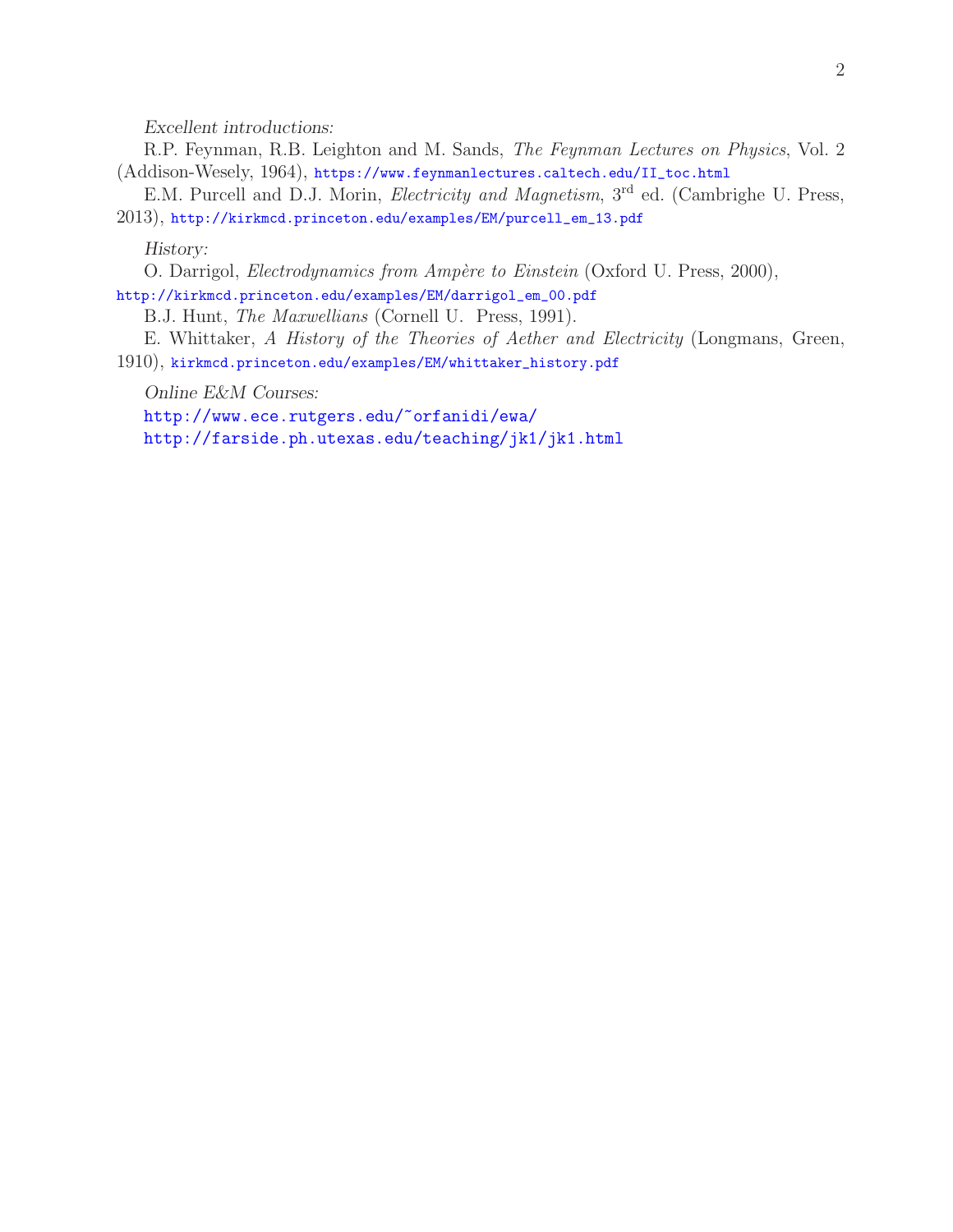*Excellent introductions:*

R.P. Feynman, R.B. Leighton and M. Sands, *The Feynman Lectures on Physics*, Vol. 2 (Addison-Wesely, 1964), https://www.feynmanlectures.caltech.edu/II_toc.html

E.M. Purcell and D.J. Morin, *Electricity and Magnetism*, 3rd ed. (Cambrighe U. Press, 2013), http://kirkmcd.princeton.edu/examples/EM/purcell_em_13.pdf

*History:*

O. Darrigol, *Electrodynamics from Ampère to Einstein* (Oxford U. Press, 2000), http://kirkmcd.princeton.edu/examples/EM/darrigol_em_00.pdf

B.J. Hunt, *The Maxwellians* (Cornell U. Press, 1991).

E. Whittaker, *A History of the Theories of Aether and Electricity* (Longmans, Green, 1910), kirkmcd.princeton.edu/examples/EM/whittaker_history.pdf

*Online E&M Courses:*

http://www.ece.rutgers.edu/~orfanidi/ewa/

http://farside.ph.utexas.edu/teaching/jk1/jk1.html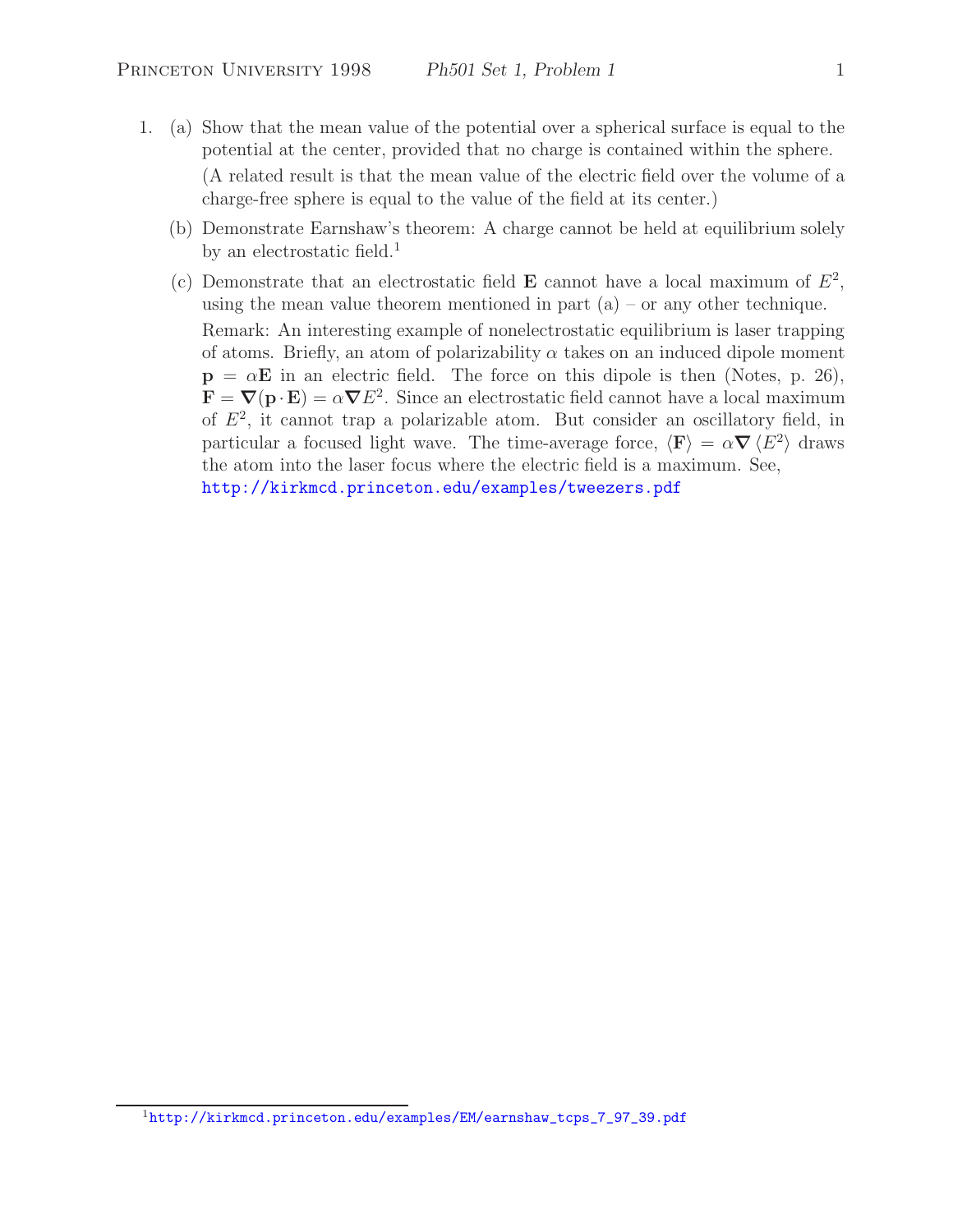1. (a) Show that the mean value of the potential over a spherical surface is equal to the potential at the center, provided that no charge is contained within the sphere.

   (A related result is that the mean value of the electric field over the volume of a charge-free sphere is equal to the value of the field at its center.)

   (b) Demonstrate Earnshaw's theorem: A charge cannot be held at equilibrium solely by an electrostatic field.[1]

   (c) Demonstrate that an electrostatic field $\mathbf{E}$ cannot have a local maximum of $E^2$, using the mean value theorem mentioned in part (a) – or any other technique.

   Remark: An interesting example of nonelectrostatic equilibrium is laser trapping of atoms. Briefly, an atom of polarizability $\alpha$ takes on an induced dipole moment $\mathbf{p} = \alpha\mathbf{E}$ in an electric field. The force on this dipole is then (Notes, p. 26), $\mathbf{F} = \boldsymbol{\nabla}(\mathbf{p}\cdot\mathbf{E}) = \alpha\boldsymbol{\nabla}E^2$. Since an electrostatic field cannot have a local maximum of $E^2$, it cannot trap a polarizable atom. But consider an oscillatory field, in particular a focused light wave. The time-average force, $\langle\mathbf{F}\rangle = \alpha\boldsymbol{\nabla}\langle E^2\rangle$ draws the atom into the laser focus where the electric field is a maximum. See, http://kirkmcd.princeton.edu/examples/tweezers.pdf

[1] http://kirkmcd.princeton.edu/examples/EM/earnshaw_tcps_7_97_39.pdf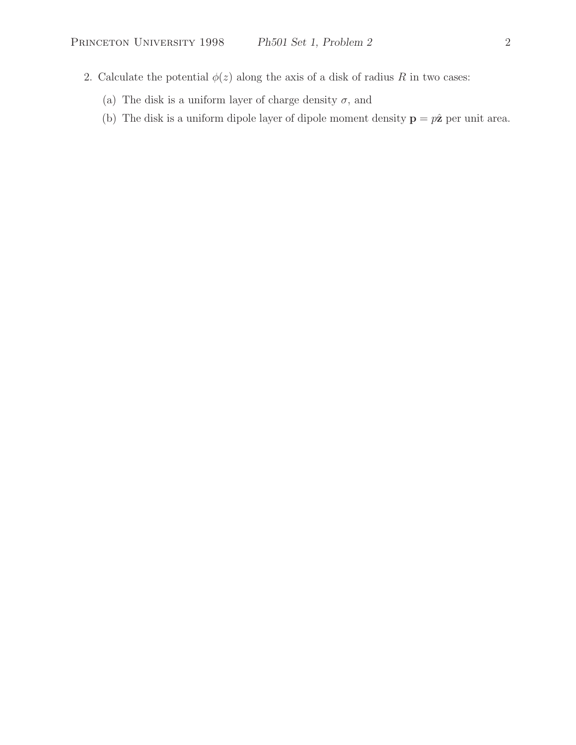2. Calculate the potential $\phi(z)$ along the axis of a disk of radius $R$ in two cases:

   (a) The disk is a uniform layer of charge density $\sigma$, and

   (b) The disk is a uniform dipole layer of dipole moment density $\mathbf{p} = p\hat{\mathbf{z}}$ per unit area.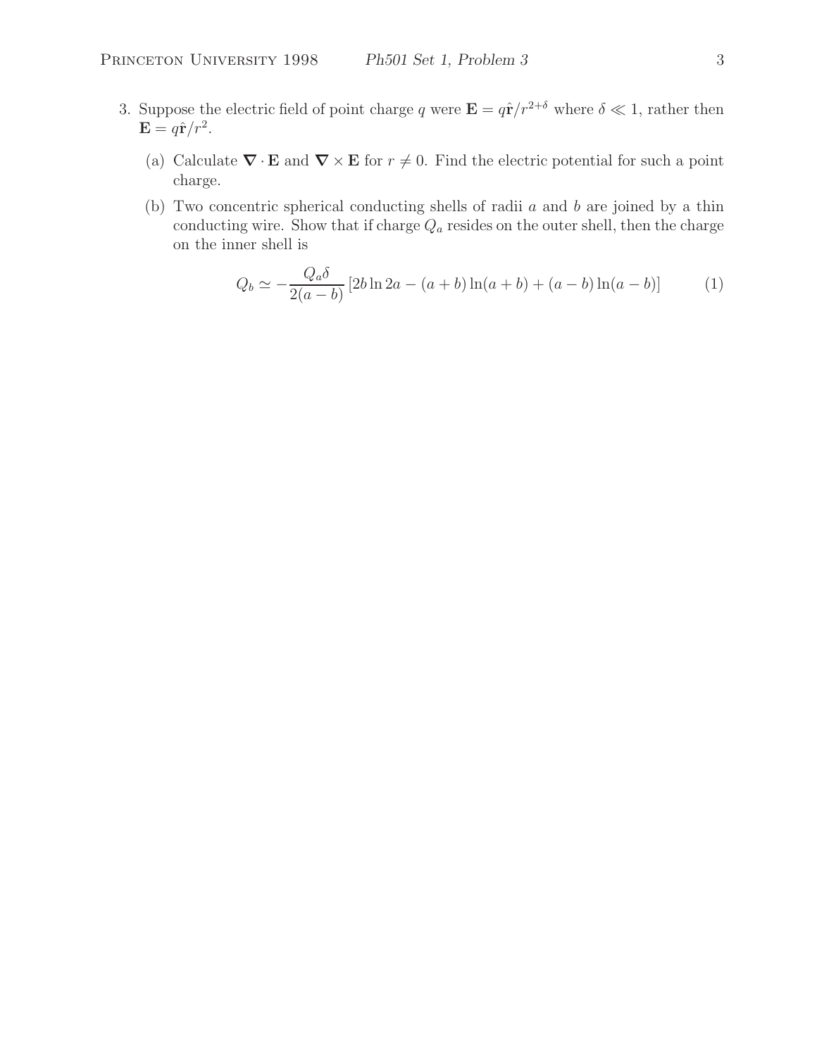3. Suppose the electric field of point charge $q$ were $\mathbf{E} = q\hat{\mathbf{r}}/r^{2+\delta}$ where $\delta \ll 1$, rather then $\mathbf{E} = q\hat{\mathbf{r}}/r^2$.

   (a) Calculate $\boldsymbol{\nabla} \cdot \mathbf{E}$ and $\boldsymbol{\nabla} \times \mathbf{E}$ for $r \neq 0$. Find the electric potential for such a point charge.

   (b) Two concentric spherical conducting shells of radii $a$ and $b$ are joined by a thin conducting wire. Show that if charge $Q_a$ resides on the outer shell, then the charge on the inner shell is

$$Q_b \simeq -\frac{Q_a \delta}{2(a-b)} \left[2b \ln 2a - (a+b)\ln(a+b) + (a-b)\ln(a-b)\right] \tag{1}$$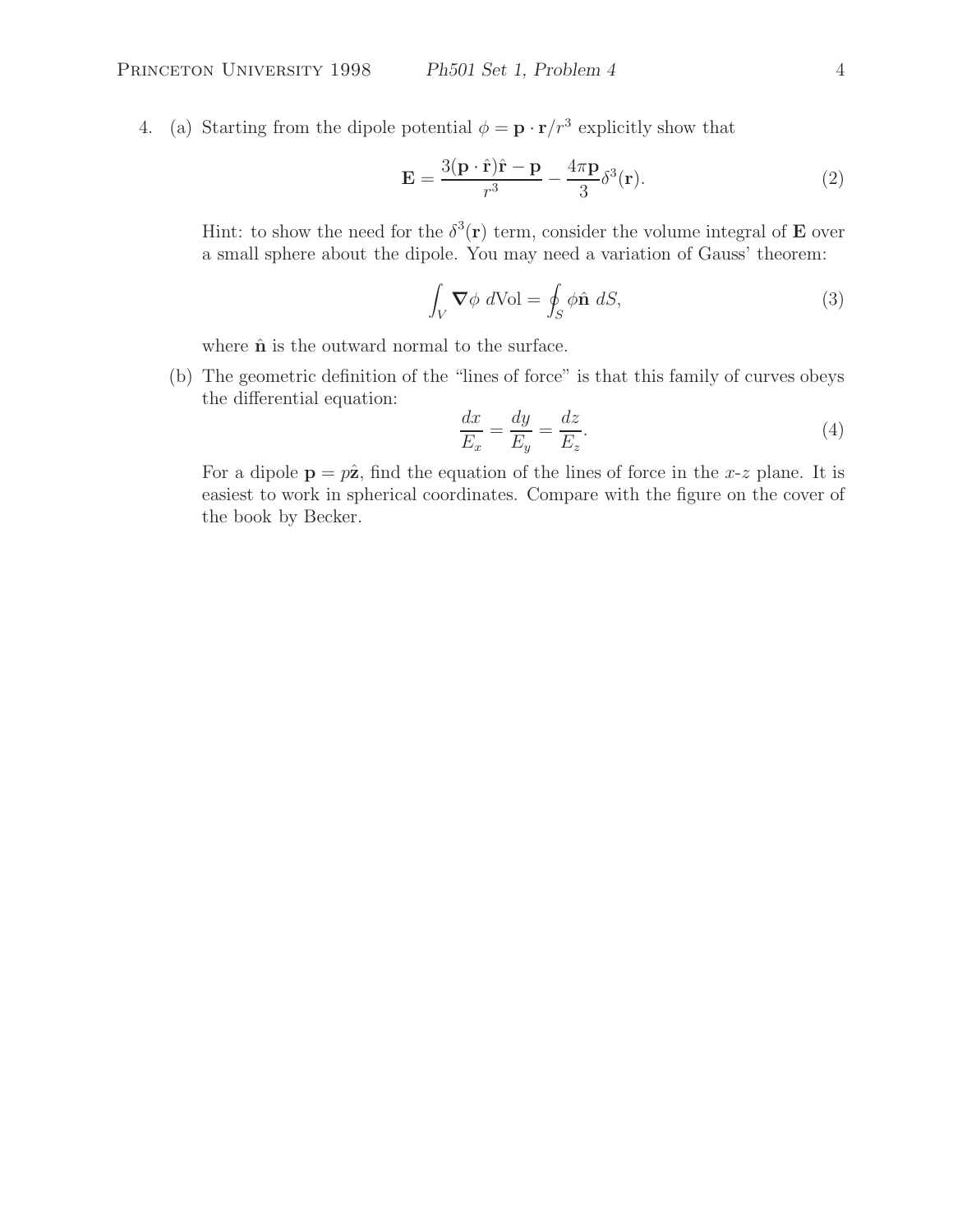4. (a) Starting from the dipole potential $\phi = \mathbf{p} \cdot \mathbf{r}/r^3$ explicitly show that

$$\mathbf{E} = \frac{3(\mathbf{p} \cdot \hat{\mathbf{r}})\hat{\mathbf{r}} - \mathbf{p}}{r^3} - \frac{4\pi \mathbf{p}}{3}\delta^3(\mathbf{r}). \tag{2}$$

Hint: to show the need for the $\delta^3(\mathbf{r})$ term, consider the volume integral of $\mathbf{E}$ over a small sphere about the dipole. You may need a variation of Gauss' theorem:

$$\int_V \boldsymbol{\nabla}\phi \; d\text{Vol} = \oint_S \phi \hat{\mathbf{n}} \; dS, \tag{3}$$

where $\hat{\mathbf{n}}$ is the outward normal to the surface.

(b) The geometric definition of the "lines of force" is that this family of curves obeys the differential equation:

$$\frac{dx}{E_x} = \frac{dy}{E_y} = \frac{dz}{E_z}. \tag{4}$$

For a dipole $\mathbf{p} = p\hat{\mathbf{z}}$, find the equation of the lines of force in the $x$-$z$ plane. It is easiest to work in spherical coordinates. Compare with the figure on the cover of the book by Becker.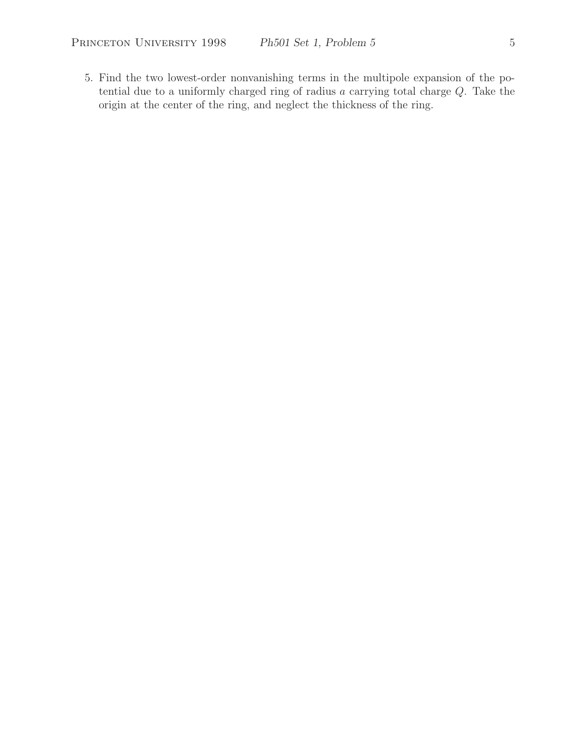5. Find the two lowest-order nonvanishing terms in the multipole expansion of the potential due to a uniformly charged ring of radius $a$ carrying total charge $Q$. Take the origin at the center of the ring, and neglect the thickness of the ring.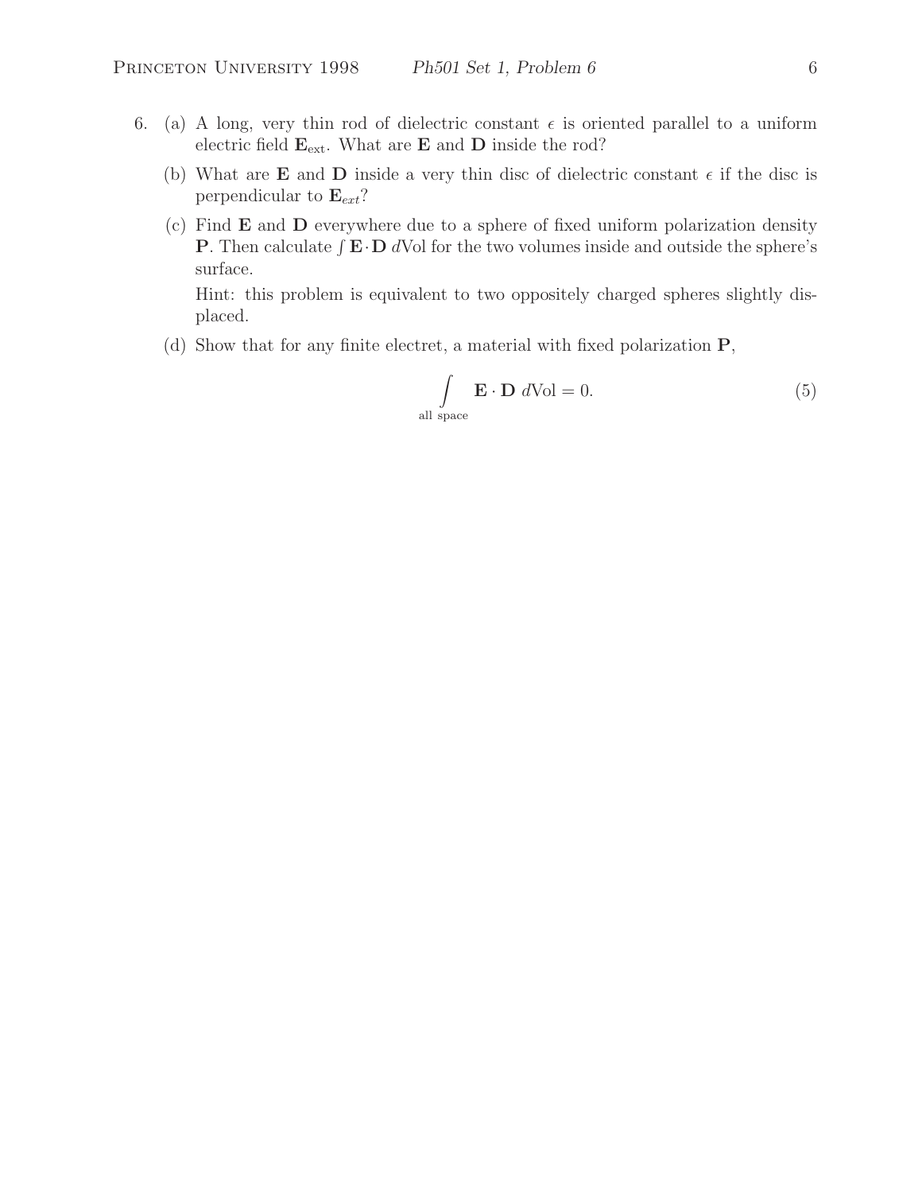6. (a) A long, very thin rod of dielectric constant $\epsilon$ is oriented parallel to a uniform electric field $\mathbf{E}_{\text{ext}}$. What are $\mathbf{E}$ and $\mathbf{D}$ inside the rod?

   (b) What are $\mathbf{E}$ and $\mathbf{D}$ inside a very thin disc of dielectric constant $\epsilon$ if the disc is perpendicular to $\mathbf{E}_{ext}$?

   (c) Find $\mathbf{E}$ and $\mathbf{D}$ everywhere due to a sphere of fixed uniform polarization density $\mathbf{P}$. Then calculate $\int \mathbf{E}\cdot\mathbf{D}\, d\text{Vol}$ for the two volumes inside and outside the sphere's surface.

   Hint: this problem is equivalent to two oppositely charged spheres slightly displaced.

   (d) Show that for any finite electret, a material with fixed polarization $\mathbf{P}$,

$$\int_{\text{all space}} \mathbf{E}\cdot\mathbf{D}\; d\text{Vol} = 0. \tag{5}$$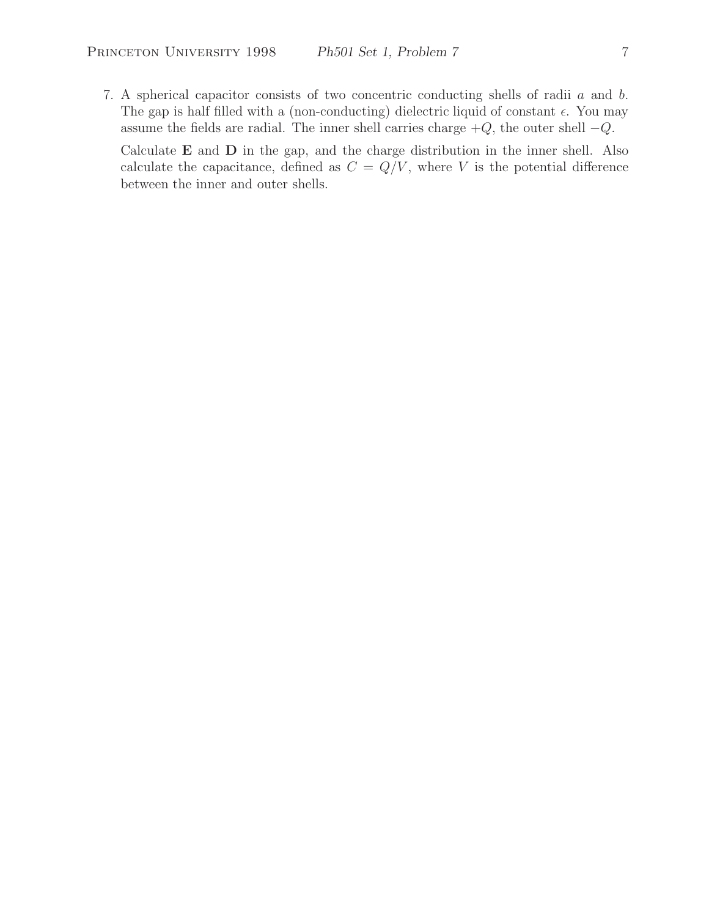7. A spherical capacitor consists of two concentric conducting shells of radii $a$ and $b$. The gap is half filled with a (non-conducting) dielectric liquid of constant $\epsilon$. You may assume the fields are radial. The inner shell carries charge $+Q$, the outer shell $-Q$.

   Calculate $\mathbf{E}$ and $\mathbf{D}$ in the gap, and the charge distribution in the inner shell. Also calculate the capacitance, defined as $C = Q/V$, where $V$ is the potential difference between the inner and outer shells.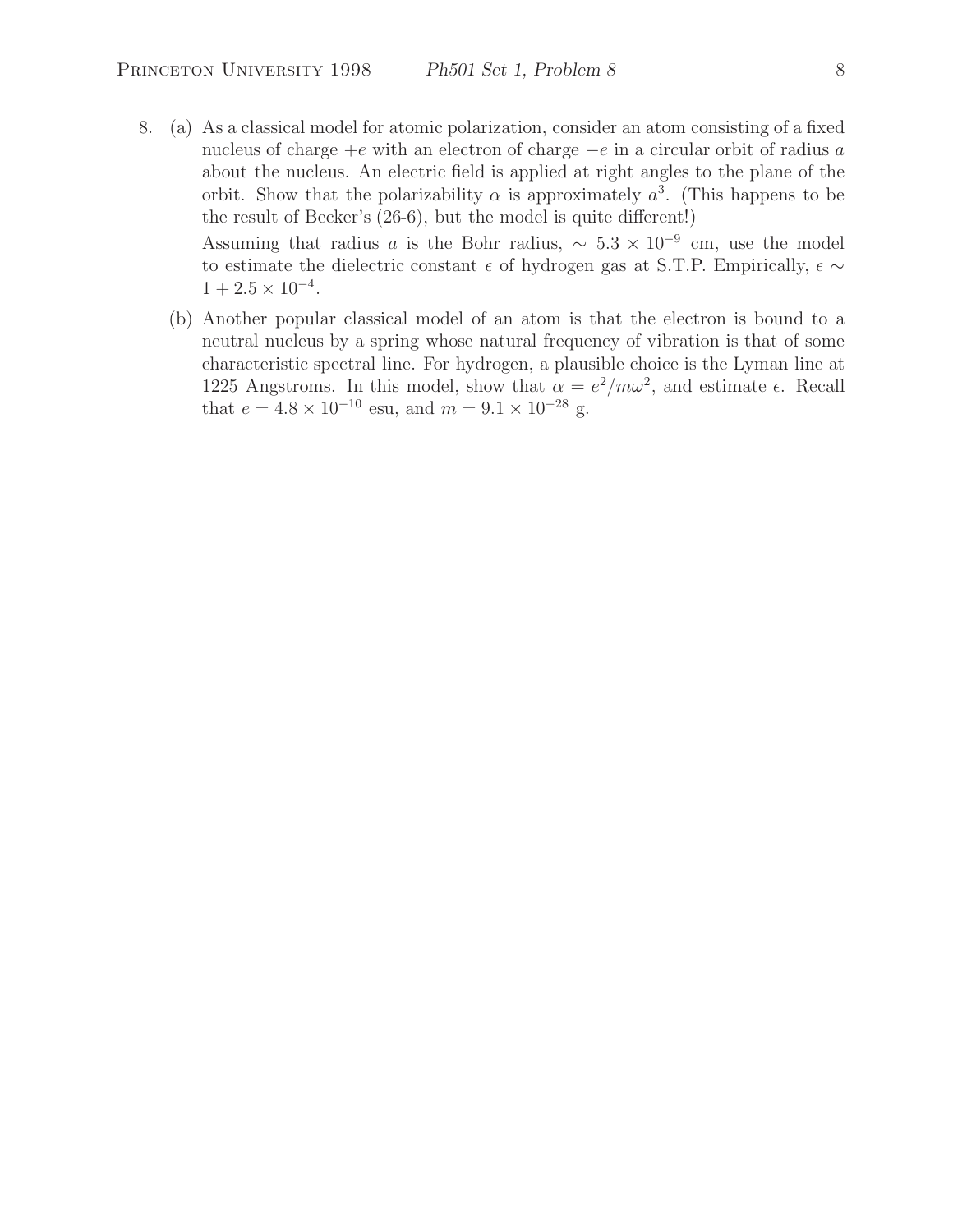8. (a) As a classical model for atomic polarization, consider an atom consisting of a fixed nucleus of charge $+e$ with an electron of charge $-e$ in a circular orbit of radius $a$ about the nucleus. An electric field is applied at right angles to the plane of the orbit. Show that the polarizability $\alpha$ is approximately $a^3$. (This happens to be the result of Becker's (26-6), but the model is quite different!)

   Assuming that radius $a$ is the Bohr radius, $\sim 5.3 \times 10^{-9}$ cm, use the model to estimate the dielectric constant $\epsilon$ of hydrogen gas at S.T.P. Empirically, $\epsilon \sim 1 + 2.5 \times 10^{-4}$.

   (b) Another popular classical model of an atom is that the electron is bound to a neutral nucleus by a spring whose natural frequency of vibration is that of some characteristic spectral line. For hydrogen, a plausible choice is the Lyman line at 1225 Angstroms. In this model, show that $\alpha = e^2/m\omega^2$, and estimate $\epsilon$. Recall that $e = 4.8 \times 10^{-10}$ esu, and $m = 9.1 \times 10^{-28}$ g.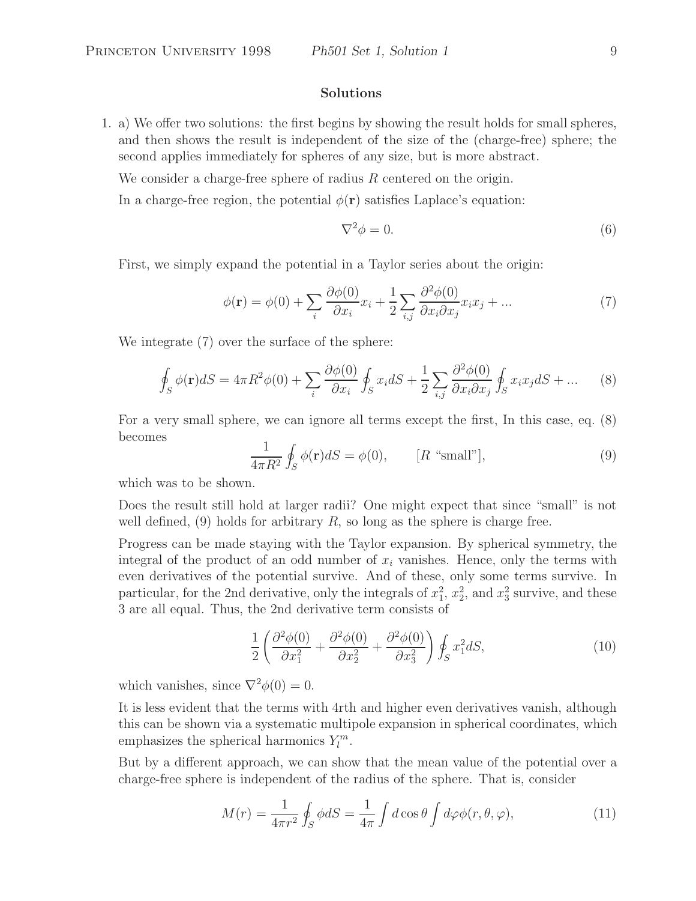## Solutions

1. a) We offer two solutions: the first begins by showing the result holds for small spheres, and then shows the result is independent of the size of the (charge-free) sphere; the second applies immediately for spheres of any size, but is more abstract.

   We consider a charge-free sphere of radius $R$ centered on the origin.

   In a charge-free region, the potential $\phi(\mathbf{r})$ satisfies Laplace's equation:

$$\nabla^2\phi = 0. \tag{6}$$

   First, we simply expand the potential in a Taylor series about the origin:

$$\phi(\mathbf{r}) = \phi(0) + \sum_i \frac{\partial\phi(0)}{\partial x_i}x_i + \frac{1}{2}\sum_{i,j}\frac{\partial^2\phi(0)}{\partial x_i \partial x_j}x_i x_j + ... \tag{7}$$

   We integrate (7) over the surface of the sphere:

$$\oint_S \phi(\mathbf{r})dS = 4\pi R^2\phi(0) + \sum_i \frac{\partial\phi(0)}{\partial x_i}\oint_S x_i dS + \frac{1}{2}\sum_{i,j}\frac{\partial^2\phi(0)}{\partial x_i \partial x_j}\oint_S x_i x_j dS + ... \tag{8}$$

   For a very small sphere, we can ignore all terms except the first, In this case, eq. (8) becomes

$$\frac{1}{4\pi R^2}\oint_S \phi(\mathbf{r})dS = \phi(0), \qquad [R \text{ "small"}], \tag{9}$$

   which was to be shown.

   Does the result still hold at larger radii? One might expect that since "small" is not well defined, (9) holds for arbitrary $R$, so long as the sphere is charge free.

   Progress can be made staying with the Taylor expansion. By spherical symmetry, the integral of the product of an odd number of $x_i$ vanishes. Hence, only the terms with even derivatives of the potential survive. And of these, only some terms survive. In particular, for the 2nd derivative, only the integrals of $x_1^2$, $x_2^2$, and $x_3^2$ survive, and these 3 are all equal. Thus, the 2nd derivative term consists of

$$\frac{1}{2}\left(\frac{\partial^2\phi(0)}{\partial x_1^2} + \frac{\partial^2\phi(0)}{\partial x_2^2} + \frac{\partial^2\phi(0)}{\partial x_3^2}\right)\oint_S x_1^2 dS, \tag{10}$$

   which vanishes, since $\nabla^2\phi(0) = 0$.

   It is less evident that the terms with 4rth and higher even derivatives vanish, although this can be shown via a systematic multipole expansion in spherical coordinates, which emphasizes the spherical harmonics $Y_l^m$.

   But by a different approach, we can show that the mean value of the potential over a charge-free sphere is independent of the radius of the sphere. That is, consider

$$M(r) = \frac{1}{4\pi r^2}\oint_S \phi dS = \frac{1}{4\pi}\int d\cos\theta \int d\varphi\phi(r,\theta,\varphi), \tag{11}$$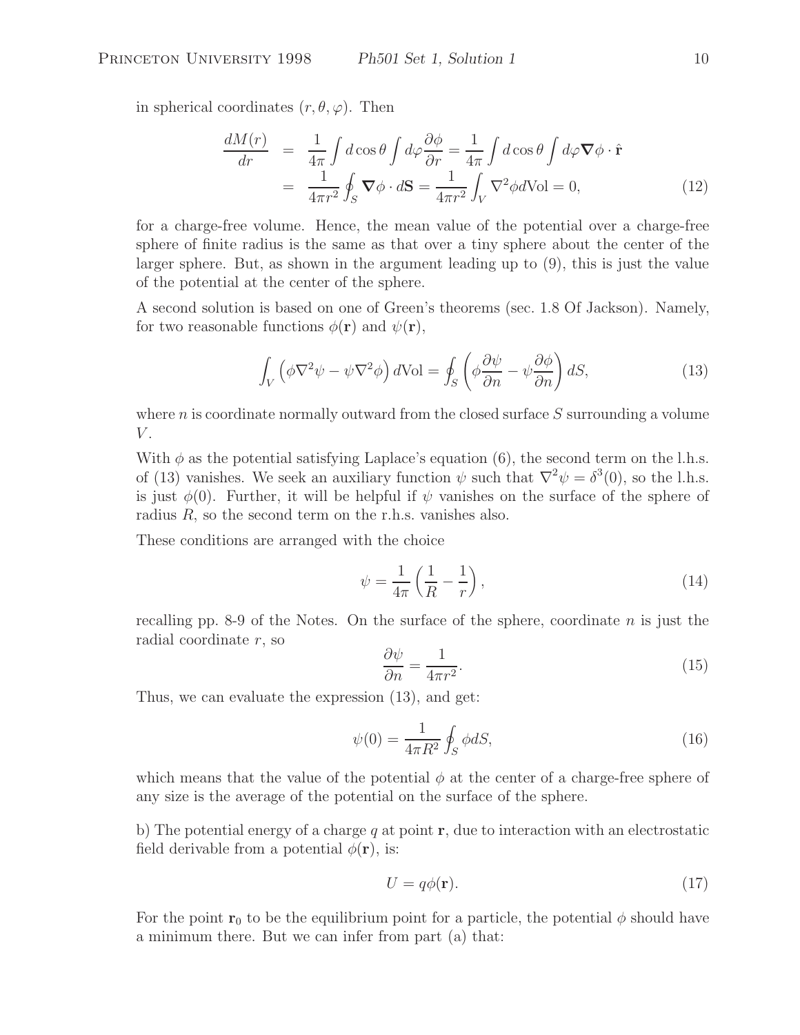in spherical coordinates $(r, \theta, \varphi)$. Then

$$
\begin{aligned}
\frac{dM(r)}{dr} &= \frac{1}{4\pi}\int d\cos\theta \int d\varphi \frac{\partial \phi}{\partial r} = \frac{1}{4\pi}\int d\cos\theta \int d\varphi \boldsymbol{\nabla}\phi \cdot \hat{\mathbf{r}} \\
&= \frac{1}{4\pi r^2}\oint_S \boldsymbol{\nabla}\phi \cdot d\mathbf{S} = \frac{1}{4\pi r^2}\int_V \nabla^2 \phi d\text{Vol} = 0, \qquad (12)
\end{aligned}
$$

for a charge-free volume. Hence, the mean value of the potential over a charge-free sphere of finite radius is the same as that over a tiny sphere about the center of the larger sphere. But, as shown in the argument leading up to (9), this is just the value of the potential at the center of the sphere.

A second solution is based on one of Green's theorems (sec. 1.8 Of Jackson). Namely, for two reasonable functions $\phi(\mathbf{r})$ and $\psi(\mathbf{r})$,

$$
\int_V \left(\phi\nabla^2\psi - \psi\nabla^2\phi\right) d\text{Vol} = \oint_S \left(\phi\frac{\partial\psi}{\partial n} - \psi\frac{\partial\phi}{\partial n}\right) dS, \qquad (13)
$$

where $n$ is coordinate normally outward from the closed surface $S$ surrounding a volume $V$.

With $\phi$ as the potential satisfying Laplace's equation (6), the second term on the l.h.s. of (13) vanishes. We seek an auxiliary function $\psi$ such that $\nabla^2\psi = \delta^3(0)$, so the l.h.s. is just $\phi(0)$. Further, it will be helpful if $\psi$ vanishes on the surface of the sphere of radius $R$, so the second term on the r.h.s. vanishes also.

These conditions are arranged with the choice

$$
\psi = \frac{1}{4\pi}\left(\frac{1}{R} - \frac{1}{r}\right), \qquad (14)
$$

recalling pp. 8-9 of the Notes. On the surface of the sphere, coordinate $n$ is just the radial coordinate $r$, so

$$
\frac{\partial\psi}{\partial n} = \frac{1}{4\pi r^2}. \qquad (15)
$$

Thus, we can evaluate the expression (13), and get:

$$
\psi(0) = \frac{1}{4\pi R^2}\oint_S \phi dS, \qquad (16)
$$

which means that the value of the potential $\phi$ at the center of a charge-free sphere of any size is the average of the potential on the surface of the sphere.

b) The potential energy of a charge $q$ at point $\mathbf{r}$, due to interaction with an electrostatic field derivable from a potential $\phi(\mathbf{r})$, is:

$$
U = q\phi(\mathbf{r}). \qquad (17)
$$

For the point $\mathbf{r}_0$ to be the equilibrium point for a particle, the potential $\phi$ should have a minimum there. But we can infer from part (a) that: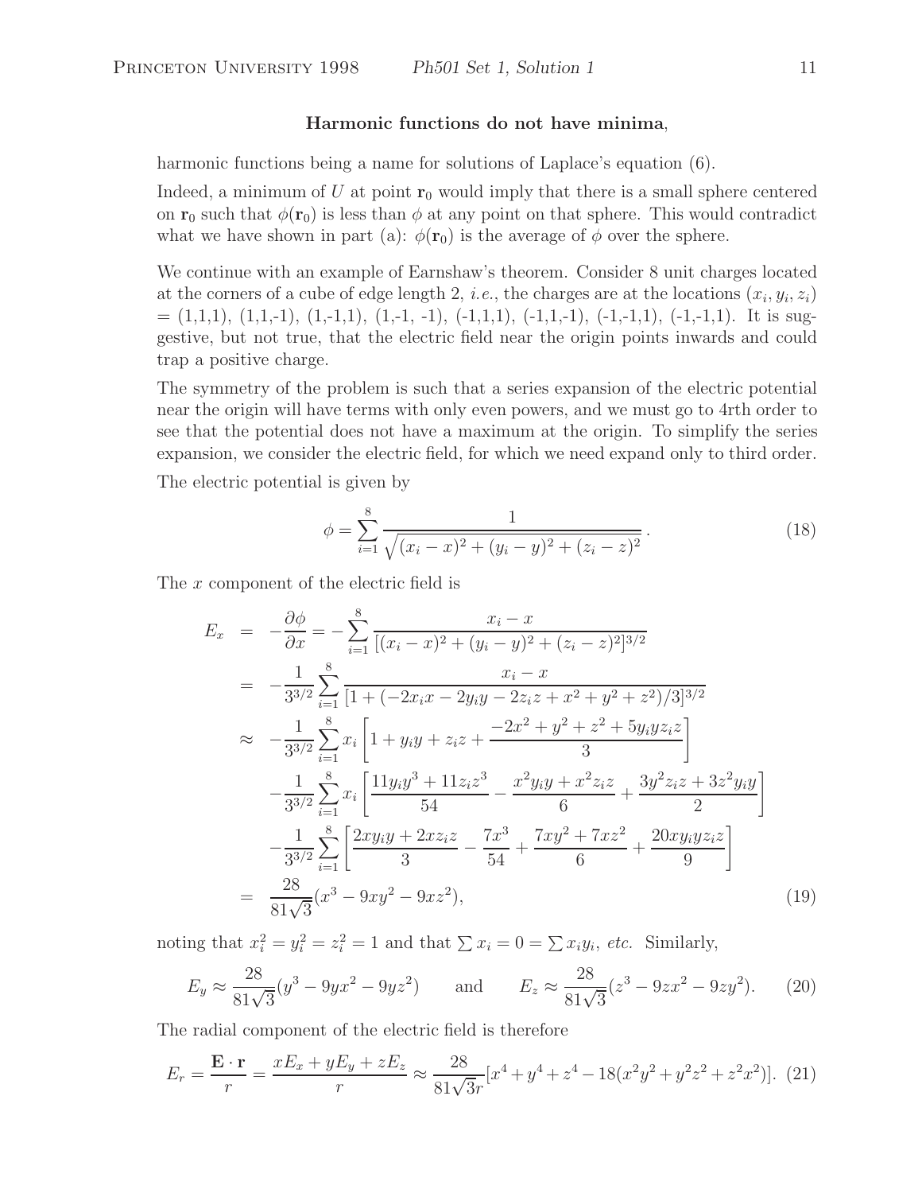**Harmonic functions do not have minima**,

harmonic functions being a name for solutions of Laplace's equation (6).

Indeed, a minimum of $U$ at point $\mathbf{r}_0$ would imply that there is a small sphere centered on $\mathbf{r}_0$ such that $\phi(\mathbf{r}_0)$ is less than $\phi$ at any point on that sphere. This would contradict what we have shown in part (a): $\phi(\mathbf{r}_0)$ is the average of $\phi$ over the sphere.

We continue with an example of Earnshaw's theorem. Consider 8 unit charges located at the corners of a cube of edge length 2, *i.e.*, the charges are at the locations $(x_i, y_i, z_i)$ = (1,1,1), (1,1,-1), (1,-1,1), (1,-1, -1), (-1,1,1), (-1,1,-1), (-1,-1,1), (-1,-1,1). It is suggestive, but not true, that the electric field near the origin points inwards and could trap a positive charge.

The symmetry of the problem is such that a series expansion of the electric potential near the origin will have terms with only even powers, and we must go to 4rth order to see that the potential does not have a maximum at the origin. To simplify the series expansion, we consider the electric field, for which we need expand only to third order.

The electric potential is given by

$$\phi = \sum_{i=1}^{8} \frac{1}{\sqrt{(x_i - x)^2 + (y_i - y)^2 + (z_i - z)^2}} \,. \tag{18}$$

The $x$ component of the electric field is

$$\begin{aligned}
E_x &= -\frac{\partial \phi}{\partial x} = -\sum_{i=1}^{8} \frac{x_i - x}{[(x_i - x)^2 + (y_i - y)^2 + (z_i - z)^2]^{3/2}} \\
&= -\frac{1}{3^{3/2}} \sum_{i=1}^{8} \frac{x_i - x}{[1 + (-2x_i x - 2y_i y - 2z_i z + x^2 + y^2 + z^2)/3]^{3/2}} \\
&\approx -\frac{1}{3^{3/2}} \sum_{i=1}^{8} x_i \left[ 1 + y_i y + z_i z + \frac{-2x^2 + y^2 + z^2 + 5y_i y z_i z}{3} \right] \\
&\quad -\frac{1}{3^{3/2}} \sum_{i=1}^{8} x_i \left[ \frac{11 y_i y^3 + 11 z_i z^3}{54} - \frac{x^2 y_i y + x^2 z_i z}{6} + \frac{3y^2 z_i z + 3z^2 y_i y}{2} \right] \\
&\quad -\frac{1}{3^{3/2}} \sum_{i=1}^{8} \left[ \frac{2x y_i y + 2x z_i z}{3} - \frac{7x^3}{54} + \frac{7xy^2 + 7xz^2}{6} + \frac{20 x y_i y z_i z}{9} \right] \\
&= \frac{28}{81\sqrt{3}} (x^3 - 9xy^2 - 9xz^2),
\end{aligned} \tag{19}$$

noting that $x_i^2 = y_i^2 = z_i^2 = 1$ and that $\sum x_i = 0 = \sum x_i y_i$, *etc.* Similarly,

$$E_y \approx \frac{28}{81\sqrt{3}} (y^3 - 9yx^2 - 9yz^2) \qquad \text{and} \qquad E_z \approx \frac{28}{81\sqrt{3}} (z^3 - 9zx^2 - 9zy^2). \tag{20}$$

The radial component of the electric field is therefore

$$E_r = \frac{\mathbf{E} \cdot \mathbf{r}}{r} = \frac{x E_x + y E_y + z E_z}{r} \approx \frac{28}{81\sqrt{3} r} [x^4 + y^4 + z^4 - 18(x^2 y^2 + y^2 z^2 + z^2 x^2)]. \tag{21}$$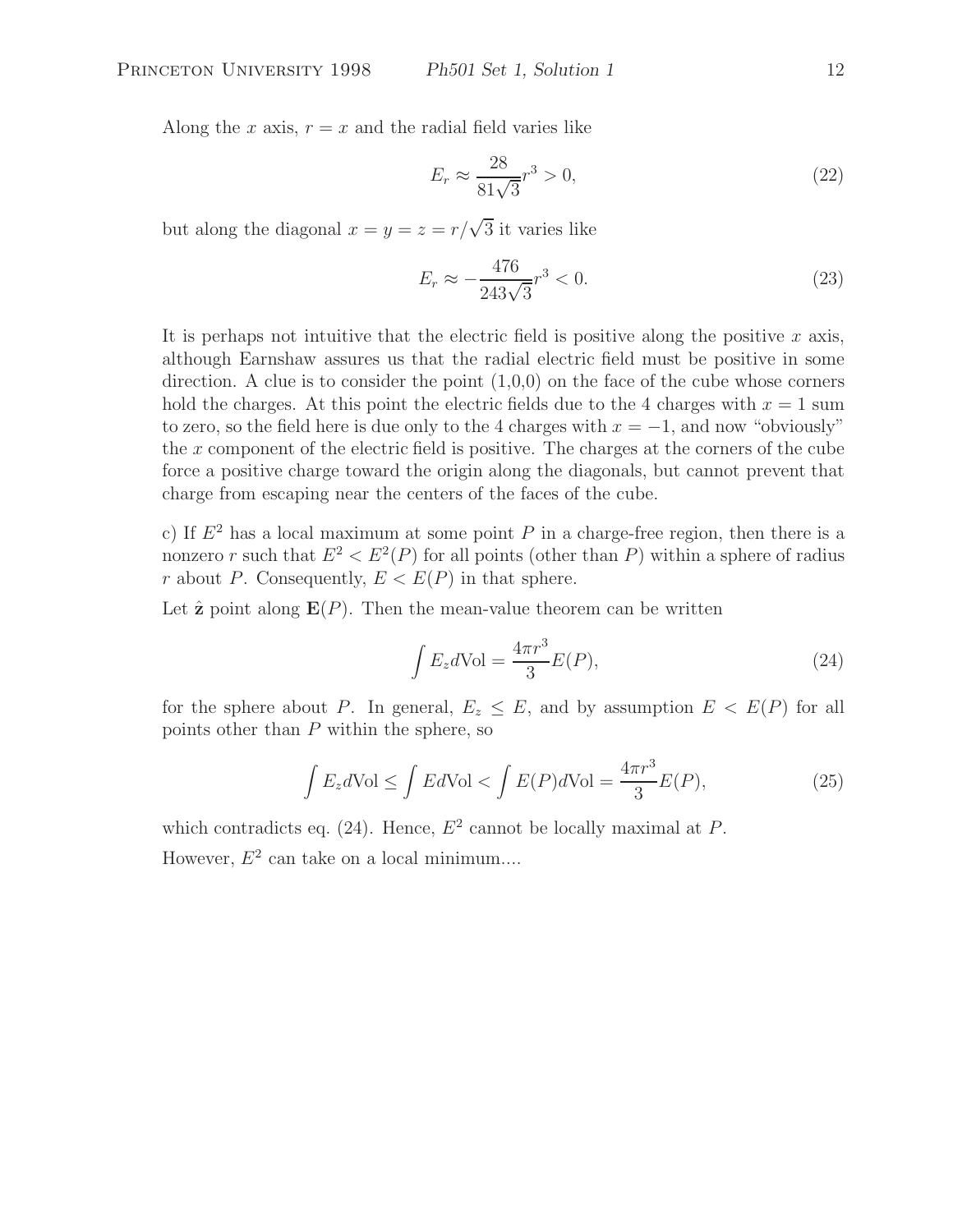Along the $x$ axis, $r = x$ and the radial field varies like

$$E_r \approx \frac{28}{81\sqrt{3}} r^3 > 0, \tag{22}$$

but along the diagonal $x = y = z = r/\sqrt{3}$ it varies like

$$E_r \approx -\frac{476}{243\sqrt{3}} r^3 < 0. \tag{23}$$

It is perhaps not intuitive that the electric field is positive along the positive $x$ axis, although Earnshaw assures us that the radial electric field must be positive in some direction. A clue is to consider the point (1,0,0) on the face of the cube whose corners hold the charges. At this point the electric fields due to the 4 charges with $x = 1$ sum to zero, so the field here is due only to the 4 charges with $x = -1$, and now "obviously" the $x$ component of the electric field is positive. The charges at the corners of the cube force a positive charge toward the origin along the diagonals, but cannot prevent that charge from escaping near the centers of the faces of the cube.

c) If $E^2$ has a local maximum at some point $P$ in a charge-free region, then there is a nonzero $r$ such that $E^2 < E^2(P)$ for all points (other than $P$) within a sphere of radius $r$ about $P$. Consequently, $E < E(P)$ in that sphere.

Let $\hat{\mathbf{z}}$ point along $\mathbf{E}(P)$. Then the mean-value theorem can be written

$$\int E_z d\text{Vol} = \frac{4\pi r^3}{3} E(P), \tag{24}$$

for the sphere about $P$. In general, $E_z \leq E$, and by assumption $E < E(P)$ for all points other than $P$ within the sphere, so

$$\int E_z d\text{Vol} \leq \int E d\text{Vol} < \int E(P) d\text{Vol} = \frac{4\pi r^3}{3} E(P), \tag{25}$$

which contradicts eq. (24). Hence, $E^2$ cannot be locally maximal at $P$.

However, $E^2$ can take on a local minimum....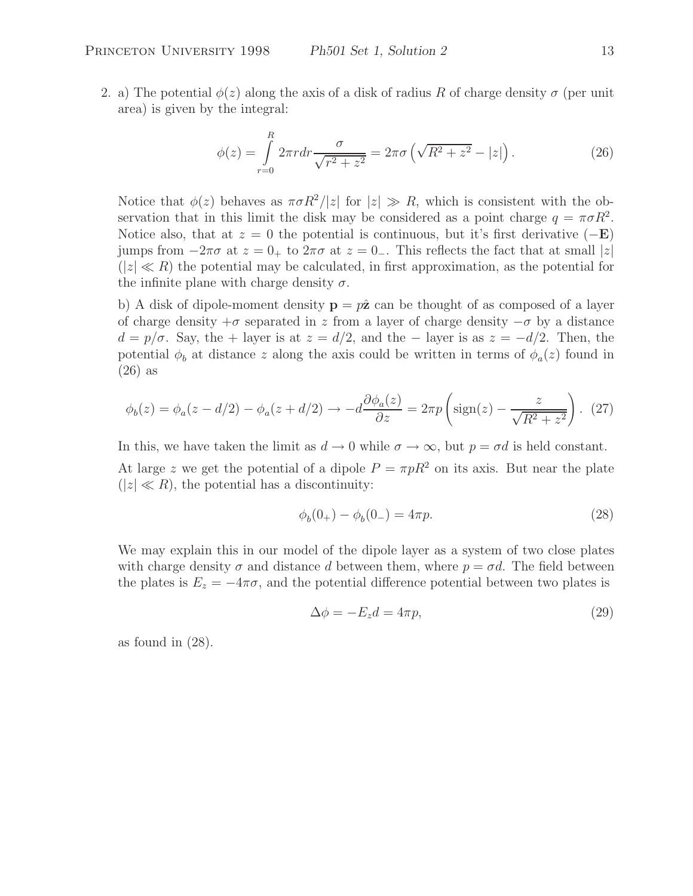2. a) The potential $\phi(z)$ along the axis of a disk of radius $R$ of charge density $\sigma$ (per unit area) is given by the integral:

$$\phi(z) = \int_{r=0}^{R} 2\pi r dr \frac{\sigma}{\sqrt{r^2 + z^2}} = 2\pi\sigma \left( \sqrt{R^2 + z^2} - |z| \right). \tag{26}$$

Notice that $\phi(z)$ behaves as $\pi\sigma R^2/|z|$ for $|z| \gg R$, which is consistent with the observation that in this limit the disk may be considered as a point charge $q = \pi\sigma R^2$. Notice also, that at $z = 0$ the potential is continuous, but it's first derivative ($-\mathbf{E}$) jumps from $-2\pi\sigma$ at $z = 0_+$ to $2\pi\sigma$ at $z = 0_-$. This reflects the fact that at small $|z|$ ($|z| \ll R$) the potential may be calculated, in first approximation, as the potential for the infinite plane with charge density $\sigma$.

b) A disk of dipole-moment density $\mathbf{p} = p\hat{\mathbf{z}}$ can be thought of as composed of a layer of charge density $+\sigma$ separated in $z$ from a layer of charge density $-\sigma$ by a distance $d = p/\sigma$. Say, the $+$ layer is at $z = d/2$, and the $-$ layer is as $z = -d/2$. Then, the potential $\phi_b$ at distance $z$ along the axis could be written in terms of $\phi_a(z)$ found in (26) as

$$\phi_b(z) = \phi_a(z - d/2) - \phi_a(z + d/2) \to -d\frac{\partial \phi_a(z)}{\partial z} = 2\pi p \left( \text{sign}(z) - \frac{z}{\sqrt{R^2 + z^2}} \right). \tag{27}$$

In this, we have taken the limit as $d \to 0$ while $\sigma \to \infty$, but $p = \sigma d$ is held constant.

At large $z$ we get the potential of a dipole $P = \pi p R^2$ on its axis. But near the plate ($|z| \ll R$), the potential has a discontinuity:

$$\phi_b(0_+) - \phi_b(0_-) = 4\pi p. \tag{28}$$

We may explain this in our model of the dipole layer as a system of two close plates with charge density $\sigma$ and distance $d$ between them, where $p = \sigma d$. The field between the plates is $E_z = -4\pi\sigma$, and the potential difference potential between two plates is

$$\Delta\phi = -E_z d = 4\pi p, \tag{29}$$

as found in (28).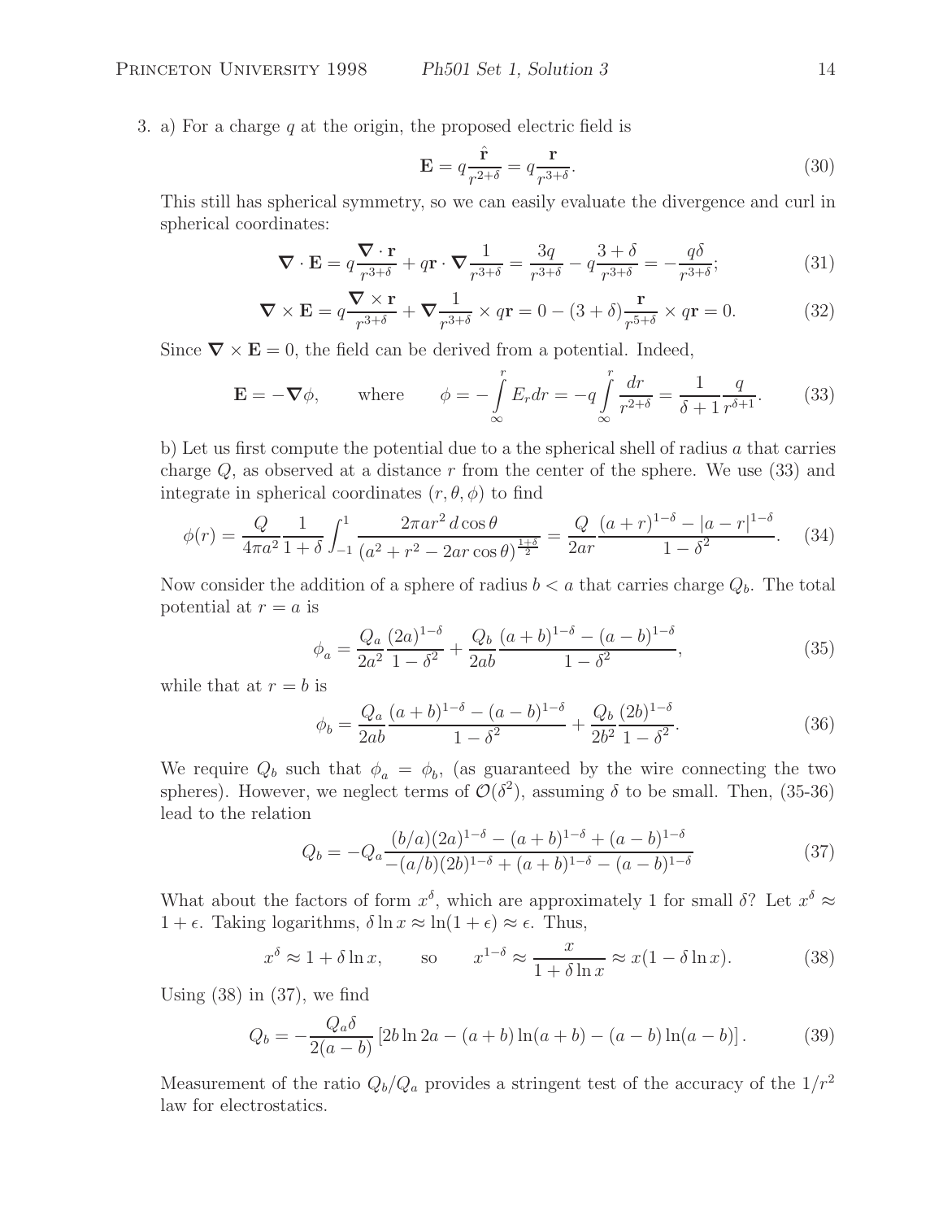3. a) For a charge $q$ at the origin, the proposed electric field is

$$\mathbf{E} = q\frac{\hat{\mathbf{r}}}{r^{2+\delta}} = q\frac{\mathbf{r}}{r^{3+\delta}}. \tag{30}$$

This still has spherical symmetry, so we can easily evaluate the divergence and curl in spherical coordinates:

$$\boldsymbol{\nabla}\cdot\mathbf{E} = q\frac{\boldsymbol{\nabla}\cdot\mathbf{r}}{r^{3+\delta}} + q\mathbf{r}\cdot\boldsymbol{\nabla}\frac{1}{r^{3+\delta}} = \frac{3q}{r^{3+\delta}} - q\frac{3+\delta}{r^{3+\delta}} = -\frac{q\delta}{r^{3+\delta}}; \tag{31}$$

$$\boldsymbol{\nabla}\times\mathbf{E} = q\frac{\boldsymbol{\nabla}\times\mathbf{r}}{r^{3+\delta}} + \boldsymbol{\nabla}\frac{1}{r^{3+\delta}}\times q\mathbf{r} = 0 - (3+\delta)\frac{\mathbf{r}}{r^{5+\delta}}\times q\mathbf{r} = 0. \tag{32}$$

Since $\boldsymbol{\nabla}\times\mathbf{E} = 0$, the field can be derived from a potential. Indeed,

$$\mathbf{E} = -\boldsymbol{\nabla}\phi, \qquad \text{where} \qquad \phi = -\int_\infty^r E_r dr = -q\int_\infty^r \frac{dr}{r^{2+\delta}} = \frac{1}{\delta+1}\frac{q}{r^{\delta+1}}. \tag{33}$$

b) Let us first compute the potential due to a the spherical shell of radius $a$ that carries charge $Q$, as observed at a distance $r$ from the center of the sphere. We use (33) and integrate in spherical coordinates $(r, \theta, \phi)$ to find

$$\phi(r) = \frac{Q}{4\pi a^2}\frac{1}{1+\delta}\int_{-1}^{1}\frac{2\pi a r^2\, d\cos\theta}{(a^2+r^2-2ar\cos\theta)^{\frac{1+\delta}{2}}} = \frac{Q}{2ar}\frac{(a+r)^{1-\delta} - |a-r|^{1-\delta}}{1-\delta^2}. \tag{34}$$

Now consider the addition of a sphere of radius $b < a$ that carries charge $Q_b$. The total potential at $r = a$ is

$$\phi_a = \frac{Q_a}{2a^2}\frac{(2a)^{1-\delta}}{1-\delta^2} + \frac{Q_b}{2ab}\frac{(a+b)^{1-\delta} - (a-b)^{1-\delta}}{1-\delta^2}, \tag{35}$$

while that at $r = b$ is

$$\phi_b = \frac{Q_a}{2ab}\frac{(a+b)^{1-\delta} - (a-b)^{1-\delta}}{1-\delta^2} + \frac{Q_b}{2b^2}\frac{(2b)^{1-\delta}}{1-\delta^2}. \tag{36}$$

We require $Q_b$ such that $\phi_a = \phi_b$, (as guaranteed by the wire connecting the two spheres). However, we neglect terms of $\mathcal{O}(\delta^2)$, assuming $\delta$ to be small. Then, (35-36) lead to the relation

$$Q_b = -Q_a\frac{(b/a)(2a)^{1-\delta} - (a+b)^{1-\delta} + (a-b)^{1-\delta}}{-(a/b)(2b)^{1-\delta} + (a+b)^{1-\delta} - (a-b)^{1-\delta}} \tag{37}$$

What about the factors of form $x^\delta$, which are approximately 1 for small $\delta$? Let $x^\delta \approx 1+\epsilon$. Taking logarithms, $\delta\ln x \approx \ln(1+\epsilon) \approx \epsilon$. Thus,

$$x^\delta \approx 1 + \delta\ln x, \qquad \text{so} \qquad x^{1-\delta} \approx \frac{x}{1+\delta\ln x} \approx x(1-\delta\ln x). \tag{38}$$

Using (38) in (37), we find

$$Q_b = -\frac{Q_a\delta}{2(a-b)}\left[2b\ln 2a - (a+b)\ln(a+b) - (a-b)\ln(a-b)\right]. \tag{39}$$

Measurement of the ratio $Q_b/Q_a$ provides a stringent test of the accuracy of the $1/r^2$ law for electrostatics.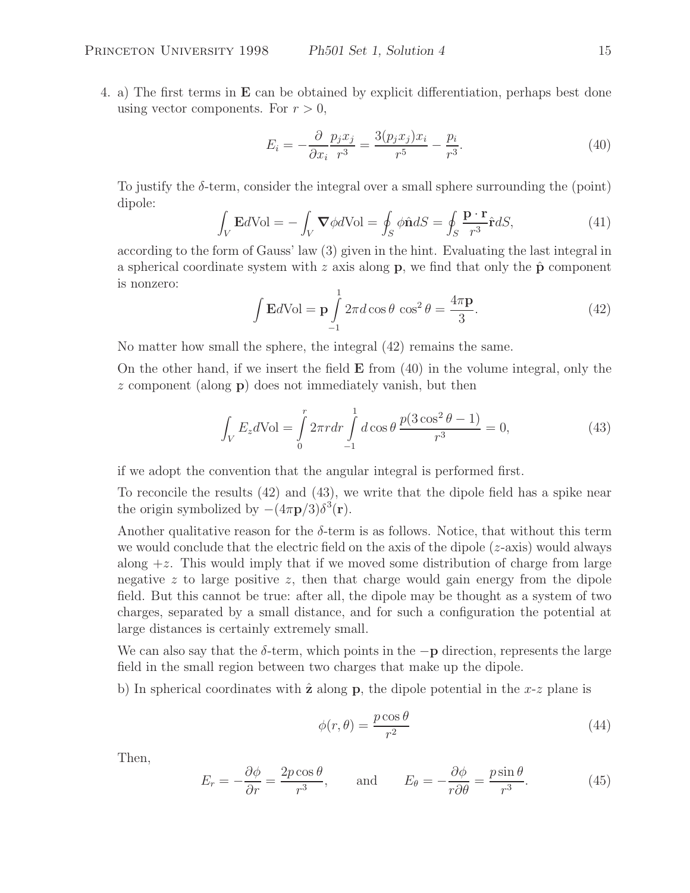4. a) The first terms in $\mathbf{E}$ can be obtained by explicit differentiation, perhaps best done using vector components. For $r > 0$,

$$E_i = -\frac{\partial}{\partial x_i} \frac{p_j x_j}{r^3} = \frac{3(p_j x_j)x_i}{r^5} - \frac{p_i}{r^3}. \tag{40}$$

To justify the $\delta$-term, consider the integral over a small sphere surrounding the (point) dipole:

$$\int_V \mathbf{E} d\text{Vol} = -\int_V \boldsymbol{\nabla}\phi d\text{Vol} = \oint_S \phi \hat{\mathbf{n}} dS = \oint_S \frac{\mathbf{p}\cdot\mathbf{r}}{r^3} \hat{\mathbf{r}} dS, \tag{41}$$

according to the form of Gauss' law (3) given in the hint. Evaluating the last integral in a spherical coordinate system with $z$ axis along $\mathbf{p}$, we find that only the $\hat{\mathbf{p}}$ component is nonzero:

$$\int \mathbf{E} d\text{Vol} = \mathbf{p} \int_{-1}^{1} 2\pi d\cos\theta \, \cos^2\theta = \frac{4\pi\mathbf{p}}{3}. \tag{42}$$

No matter how small the sphere, the integral (42) remains the same.

On the other hand, if we insert the field $\mathbf{E}$ from (40) in the volume integral, only the $z$ component (along $\mathbf{p}$) does not immediately vanish, but then

$$\int_V E_z d\text{Vol} = \int_0^r 2\pi r dr \int_{-1}^{1} d\cos\theta \, \frac{p(3\cos^2\theta - 1)}{r^3} = 0, \tag{43}$$

if we adopt the convention that the angular integral is performed first.

To reconcile the results (42) and (43), we write that the dipole field has a spike near the origin symbolized by $-(4\pi\mathbf{p}/3)\delta^3(\mathbf{r})$.

Another qualitative reason for the $\delta$-term is as follows. Notice, that without this term we would conclude that the electric field on the axis of the dipole ($z$-axis) would always along $+z$. This would imply that if we moved some distribution of charge from large negative $z$ to large positive $z$, then that charge would gain energy from the dipole field. But this cannot be true: after all, the dipole may be thought as a system of two charges, separated by a small distance, and for such a configuration the potential at large distances is certainly extremely small.

We can also say that the $\delta$-term, which points in the $-\mathbf{p}$ direction, represents the large field in the small region between two charges that make up the dipole.

b) In spherical coordinates with $\hat{\mathbf{z}}$ along $\mathbf{p}$, the dipole potential in the $x$-$z$ plane is

$$\phi(r,\theta) = \frac{p\cos\theta}{r^2} \tag{44}$$

Then,

$$E_r = -\frac{\partial\phi}{\partial r} = \frac{2p\cos\theta}{r^3}, \qquad \text{and} \qquad E_\theta = -\frac{\partial\phi}{r\partial\theta} = \frac{p\sin\theta}{r^3}. \tag{45}$$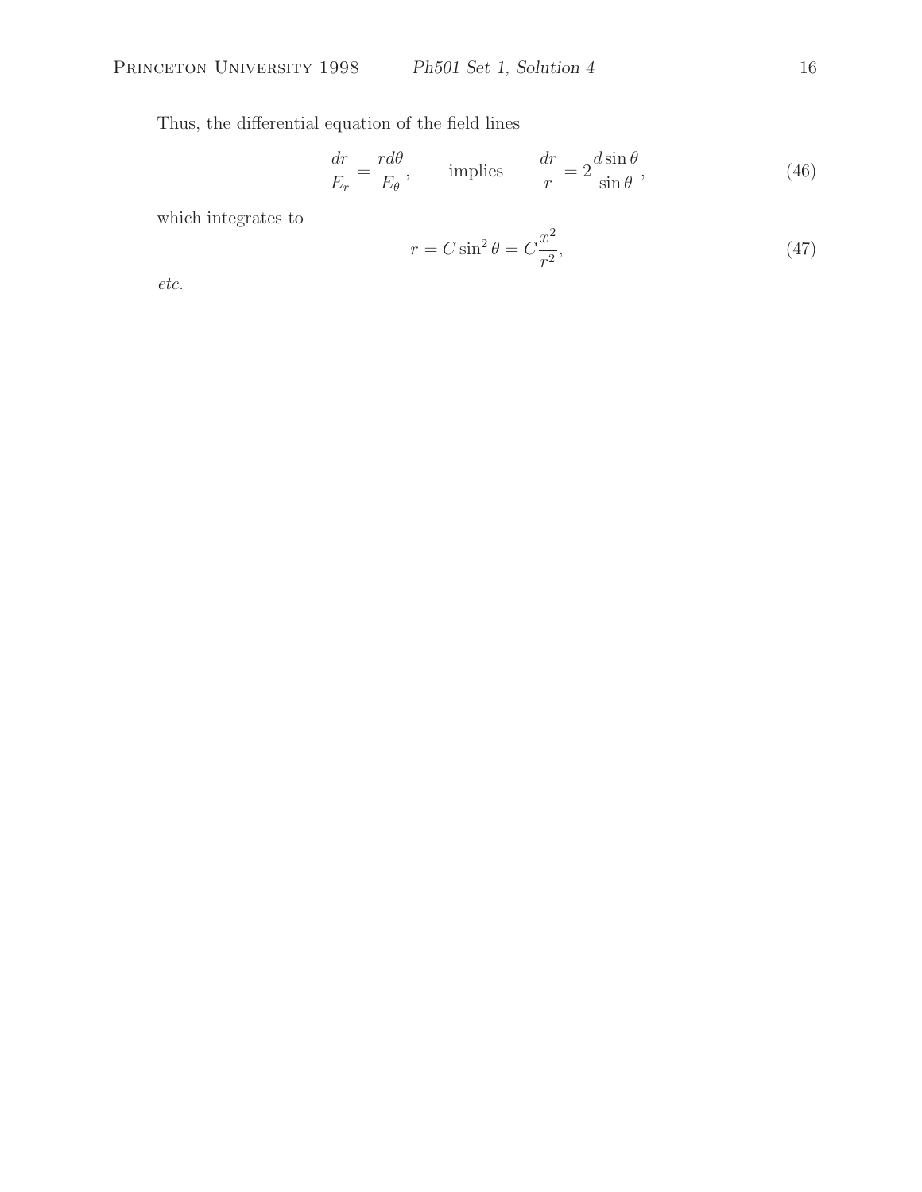Thus, the differential equation of the field lines

$$\frac{dr}{E_r} = \frac{r d\theta}{E_\theta}, \qquad \text{implies} \qquad \frac{dr}{r} = 2\frac{d\sin\theta}{\sin\theta}, \tag{46}$$

which integrates to

$$r = C\sin^2\theta = C\frac{x^2}{r^2}, \tag{47}$$

*etc.*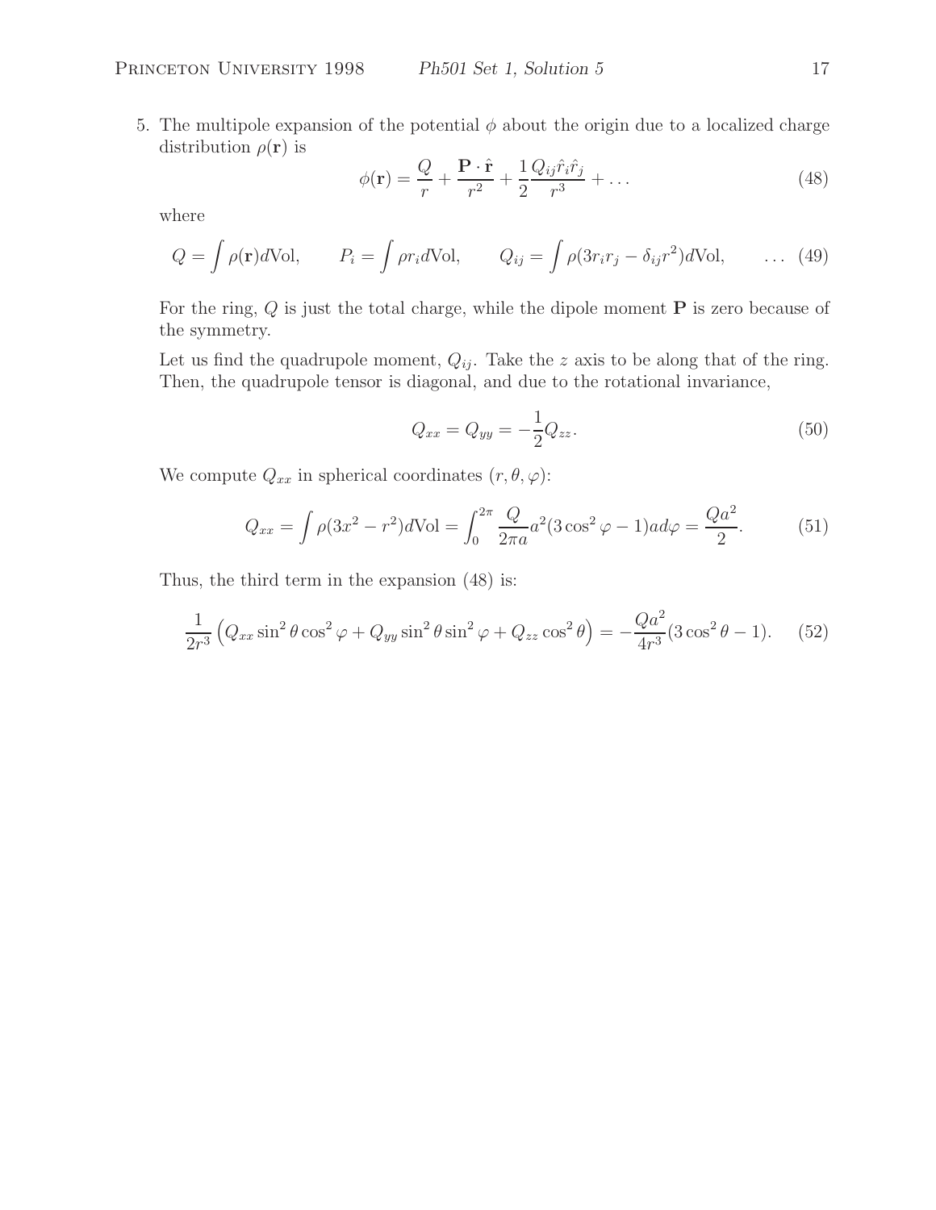5. The multipole expansion of the potential $\phi$ about the origin due to a localized charge distribution $\rho(\mathbf{r})$ is

$$\phi(\mathbf{r}) = \frac{Q}{r} + \frac{\mathbf{P}\cdot\hat{\mathbf{r}}}{r^2} + \frac{1}{2}\frac{Q_{ij}\hat{r}_i\hat{r}_j}{r^3} + \ldots \tag{48}$$

where

$$Q = \int \rho(\mathbf{r})d\text{Vol}, \qquad P_i = \int \rho r_i d\text{Vol}, \qquad Q_{ij} = \int \rho(3r_i r_j - \delta_{ij}r^2)d\text{Vol}, \qquad \ldots \tag{49}$$

For the ring, $Q$ is just the total charge, while the dipole moment $\mathbf{P}$ is zero because of the symmetry.

Let us find the quadrupole moment, $Q_{ij}$. Take the $z$ axis to be along that of the ring. Then, the quadrupole tensor is diagonal, and due to the rotational invariance,

$$Q_{xx} = Q_{yy} = -\frac{1}{2}Q_{zz}. \tag{50}$$

We compute $Q_{xx}$ in spherical coordinates $(r, \theta, \varphi)$:

$$Q_{xx} = \int \rho(3x^2 - r^2)d\text{Vol} = \int_0^{2\pi} \frac{Q}{2\pi a}a^2(3\cos^2\varphi - 1)a d\varphi = \frac{Qa^2}{2}. \tag{51}$$

Thus, the third term in the expansion (48) is:

$$\frac{1}{2r^3}\left(Q_{xx}\sin^2\theta\cos^2\varphi + Q_{yy}\sin^2\theta\sin^2\varphi + Q_{zz}\cos^2\theta\right) = -\frac{Qa^2}{4r^3}(3\cos^2\theta - 1). \tag{52}$$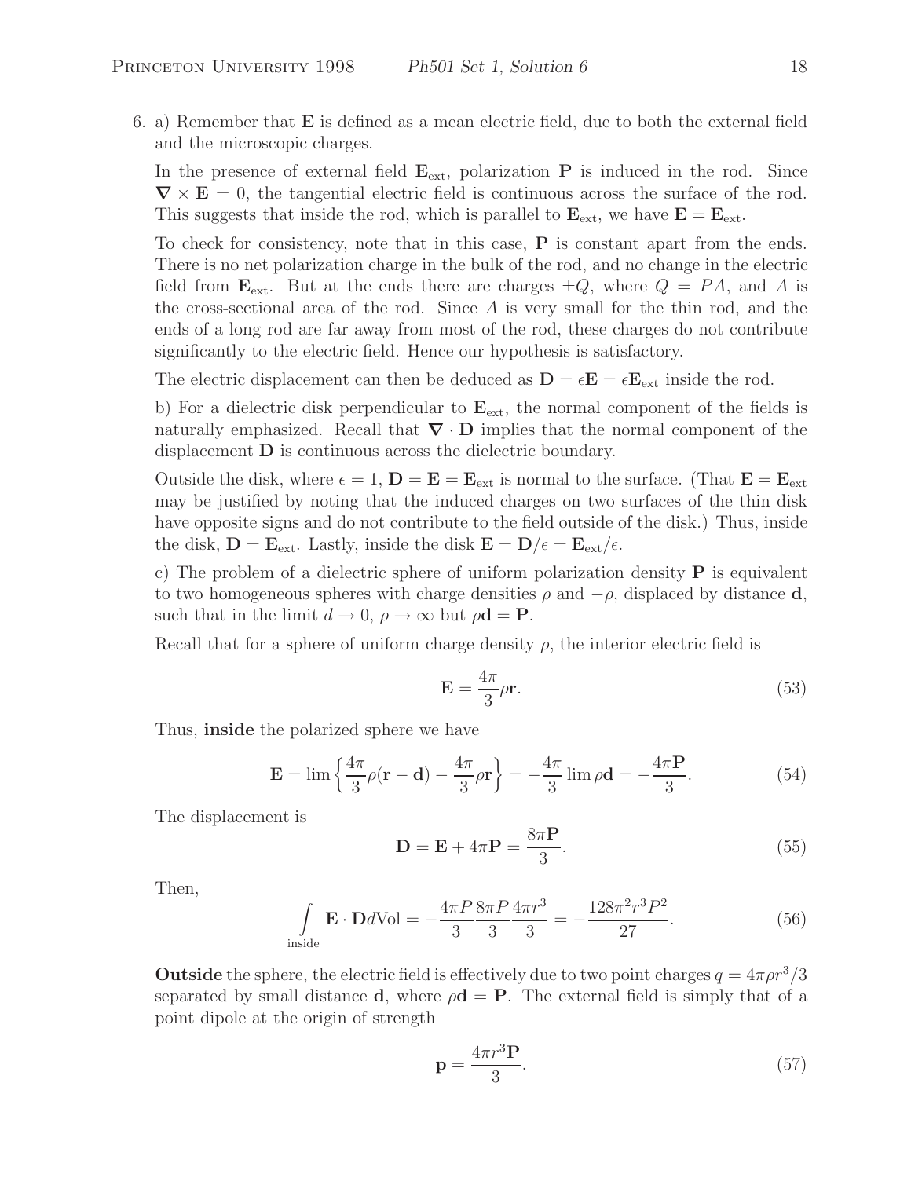6. a) Remember that $\mathbf{E}$ is defined as a mean electric field, due to both the external field and the microscopic charges.

In the presence of external field $\mathbf{E}_{\rm ext}$, polarization $\mathbf{P}$ is induced in the rod. Since $\boldsymbol{\nabla} \times \mathbf{E} = 0$, the tangential electric field is continuous across the surface of the rod. This suggests that inside the rod, which is parallel to $\mathbf{E}_{\rm ext}$, we have $\mathbf{E} = \mathbf{E}_{\rm ext}$.

To check for consistency, note that in this case, $\mathbf{P}$ is constant apart from the ends. There is no net polarization charge in the bulk of the rod, and no change in the electric field from $\mathbf{E}_{\rm ext}$. But at the ends there are charges $\pm Q$, where $Q = PA$, and $A$ is the cross-sectional area of the rod. Since $A$ is very small for the thin rod, and the ends of a long rod are far away from most of the rod, these charges do not contribute significantly to the electric field. Hence our hypothesis is satisfactory.

The electric displacement can then be deduced as $\mathbf{D} = \epsilon \mathbf{E} = \epsilon \mathbf{E}_{\rm ext}$ inside the rod.

b) For a dielectric disk perpendicular to $\mathbf{E}_{\rm ext}$, the normal component of the fields is naturally emphasized. Recall that $\boldsymbol{\nabla} \cdot \mathbf{D}$ implies that the normal component of the displacement $\mathbf{D}$ is continuous across the dielectric boundary.

Outside the disk, where $\epsilon = 1$, $\mathbf{D} = \mathbf{E} = \mathbf{E}_{\rm ext}$ is normal to the surface. (That $\mathbf{E} = \mathbf{E}_{\rm ext}$ may be justified by noting that the induced charges on two surfaces of the thin disk have opposite signs and do not contribute to the field outside of the disk.) Thus, inside the disk, $\mathbf{D} = \mathbf{E}_{\rm ext}$. Lastly, inside the disk $\mathbf{E} = \mathbf{D}/\epsilon = \mathbf{E}_{\rm ext}/\epsilon$.

c) The problem of a dielectric sphere of uniform polarization density $\mathbf{P}$ is equivalent to two homogeneous spheres with charge densities $\rho$ and $-\rho$, displaced by distance $\mathbf{d}$, such that in the limit $d \to 0$, $\rho \to \infty$ but $\rho \mathbf{d} = \mathbf{P}$.

Recall that for a sphere of uniform charge density $\rho$, the interior electric field is

$$\mathbf{E} = \frac{4\pi}{3} \rho \mathbf{r}. \tag{53}$$

Thus, **inside** the polarized sphere we have

$$\mathbf{E} = \lim \left\{ \frac{4\pi}{3} \rho (\mathbf{r} - \mathbf{d}) - \frac{4\pi}{3} \rho \mathbf{r} \right\} = -\frac{4\pi}{3} \lim \rho \mathbf{d} = -\frac{4\pi \mathbf{P}}{3}. \tag{54}$$

The displacement is

$$\mathbf{D} = \mathbf{E} + 4\pi \mathbf{P} = \frac{8\pi \mathbf{P}}{3}. \tag{55}$$

Then,

$$\int_{\rm inside} \mathbf{E} \cdot \mathbf{D} d{\rm Vol} = -\frac{4\pi P}{3} \frac{8\pi P}{3} \frac{4\pi r^3}{3} = -\frac{128\pi^2 r^3 P^2}{27}. \tag{56}$$

**Outside** the sphere, the electric field is effectively due to two point charges $q = 4\pi\rho r^3/3$ separated by small distance $\mathbf{d}$, where $\rho \mathbf{d} = \mathbf{P}$. The external field is simply that of a point dipole at the origin of strength

$$\mathbf{p} = \frac{4\pi r^3 \mathbf{P}}{3}. \tag{57}$$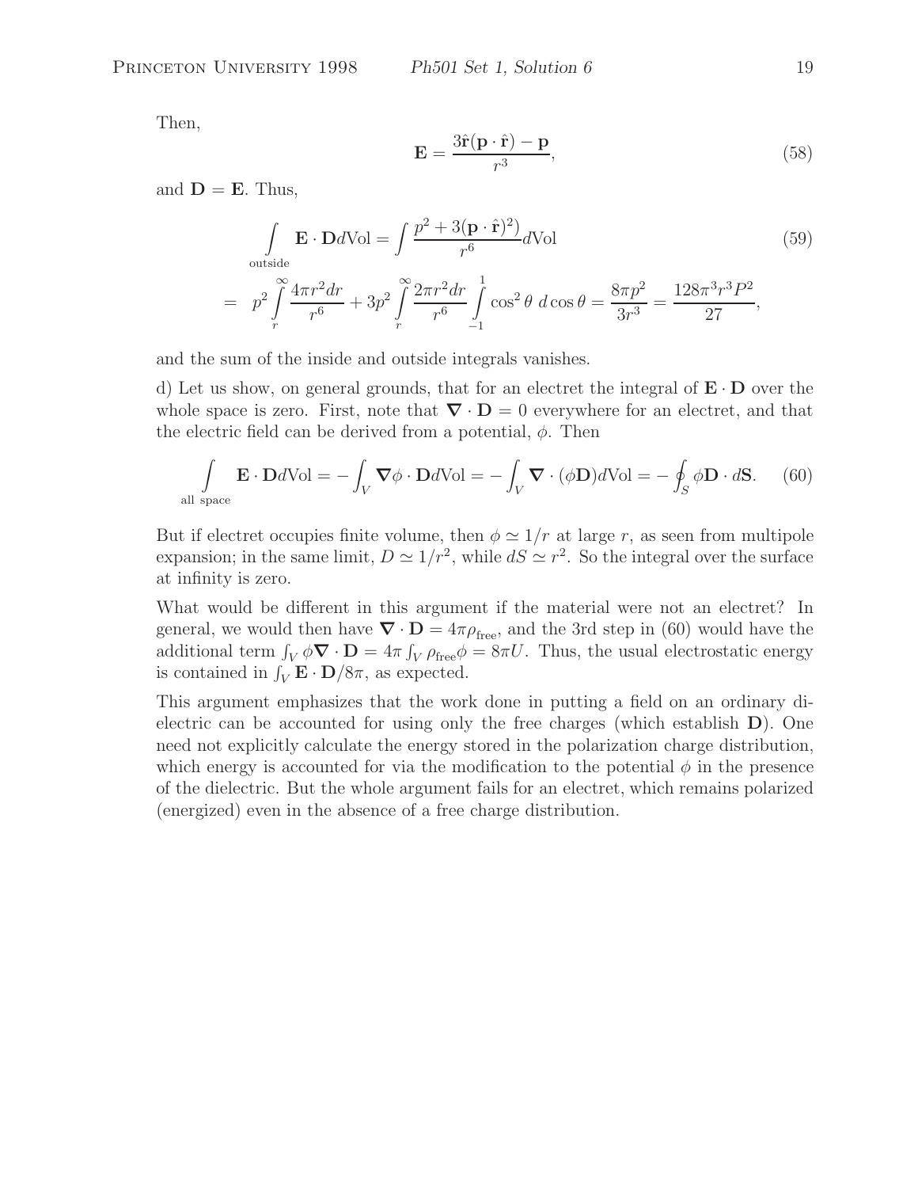Then,

$$\mathbf{E} = \frac{3\hat{\mathbf{r}}(\mathbf{p}\cdot\hat{\mathbf{r}}) - \mathbf{p}}{r^3}, \tag{58}$$

and $\mathbf{D} = \mathbf{E}$. Thus,

$$\int\limits_{\text{outside}} \mathbf{E}\cdot\mathbf{D}d\text{Vol} = \int \frac{p^2 + 3(\mathbf{p}\cdot\hat{\mathbf{r}})^2)}{r^6} d\text{Vol} \tag{59}$$

$$= p^2 \int\limits_r^\infty \frac{4\pi r^2 dr}{r^6} + 3p^2 \int\limits_r^\infty \frac{2\pi r^2 dr}{r^6} \int\limits_{-1}^{1} \cos^2\theta \; d\cos\theta = \frac{8\pi p^2}{3r^3} = \frac{128\pi^3 r^3 P^2}{27},$$

and the sum of the inside and outside integrals vanishes.

d) Let us show, on general grounds, that for an electret the integral of $\mathbf{E}\cdot\mathbf{D}$ over the whole space is zero. First, note that $\nabla\cdot\mathbf{D} = 0$ everywhere for an electret, and that the electric field can be derived from a potential, $\phi$. Then

$$\int\limits_{\text{all space}} \mathbf{E}\cdot\mathbf{D}d\text{Vol} = -\int_V \nabla\phi\cdot\mathbf{D}d\text{Vol} = -\int_V \nabla\cdot(\phi\mathbf{D})d\text{Vol} = -\oint_S \phi\mathbf{D}\cdot d\mathbf{S}. \tag{60}$$

But if electret occupies finite volume, then $\phi \simeq 1/r$ at large $r$, as seen from multipole expansion; in the same limit, $D \simeq 1/r^2$, while $dS \simeq r^2$. So the integral over the surface at infinity is zero.

What would be different in this argument if the material were not an electret? In general, we would then have $\nabla\cdot\mathbf{D} = 4\pi\rho_{\text{free}}$, and the 3rd step in (60) would have the additional term $\int_V \phi\nabla\cdot\mathbf{D} = 4\pi\int_V \rho_{\text{free}}\phi = 8\pi U$. Thus, the usual electrostatic energy is contained in $\int_V \mathbf{E}\cdot\mathbf{D}/8\pi$, as expected.

This argument emphasizes that the work done in putting a field on an ordinary dielectric can be accounted for using only the free charges (which establish $\mathbf{D}$). One need not explicitly calculate the energy stored in the polarization charge distribution, which energy is accounted for via the modification to the potential $\phi$ in the presence of the dielectric. But the whole argument fails for an electret, which remains polarized (energized) even in the absence of a free charge distribution.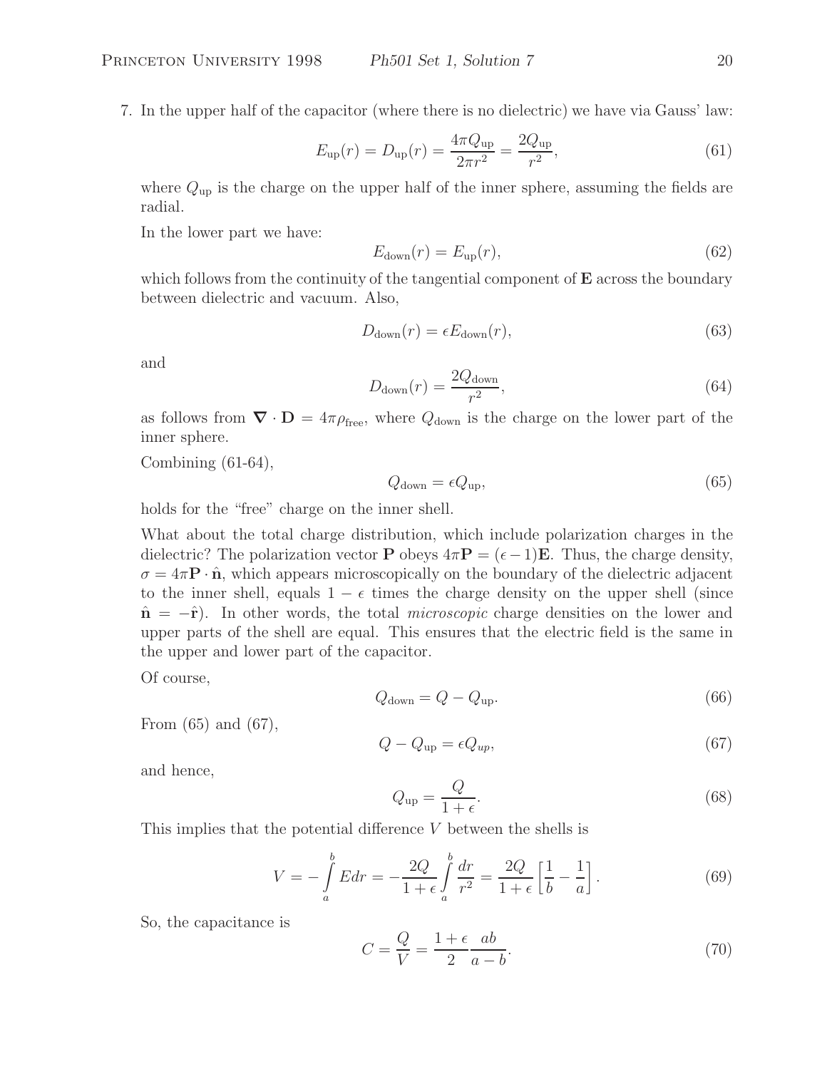7. In the upper half of the capacitor (where there is no dielectric) we have via Gauss' law:

$$E_{\rm up}(r) = D_{\rm up}(r) = \frac{4\pi Q_{\rm up}}{2\pi r^2} = \frac{2Q_{\rm up}}{r^2}, \tag{61}$$

where $Q_{\rm up}$ is the charge on the upper half of the inner sphere, assuming the fields are radial.

In the lower part we have:

$$E_{\rm down}(r) = E_{\rm up}(r), \tag{62}$$

which follows from the continuity of the tangential component of $\mathbf{E}$ across the boundary between dielectric and vacuum. Also,

$$D_{\rm down}(r) = \epsilon E_{\rm down}(r), \tag{63}$$

and

$$D_{\rm down}(r) = \frac{2Q_{\rm down}}{r^2}, \tag{64}$$

as follows from $\boldsymbol{\nabla} \cdot \mathbf{D} = 4\pi\rho_{\rm free}$, where $Q_{\rm down}$ is the charge on the lower part of the inner sphere.

Combining (61-64),

$$Q_{\rm down} = \epsilon Q_{\rm up}, \tag{65}$$

holds for the "free" charge on the inner shell.

What about the total charge distribution, which include polarization charges in the dielectric? The polarization vector $\mathbf{P}$ obeys $4\pi\mathbf{P} = (\epsilon - 1)\mathbf{E}$. Thus, the charge density, $\sigma = 4\pi\mathbf{P} \cdot \hat{\mathbf{n}}$, which appears microscopically on the boundary of the dielectric adjacent to the inner shell, equals $1 - \epsilon$ times the charge density on the upper shell (since $\hat{\mathbf{n}} = -\hat{\mathbf{r}}$). In other words, the total *microscopic* charge densities on the lower and upper parts of the shell are equal. This ensures that the electric field is the same in the upper and lower part of the capacitor.

Of course,

$$Q_{\rm down} = Q - Q_{\rm up}. \tag{66}$$

From (65) and (67),

$$Q - Q_{\rm up} = \epsilon Q_{up}, \tag{67}$$

and hence,

$$Q_{\rm up} = \frac{Q}{1+\epsilon}. \tag{68}$$

This implies that the potential difference $V$ between the shells is

$$V = -\int_a^b E dr = -\frac{2Q}{1+\epsilon}\int_a^b \frac{dr}{r^2} = \frac{2Q}{1+\epsilon}\left[\frac{1}{b} - \frac{1}{a}\right]. \tag{69}$$

So, the capacitance is

$$C = \frac{Q}{V} = \frac{1+\epsilon}{2}\frac{ab}{a-b}. \tag{70}$$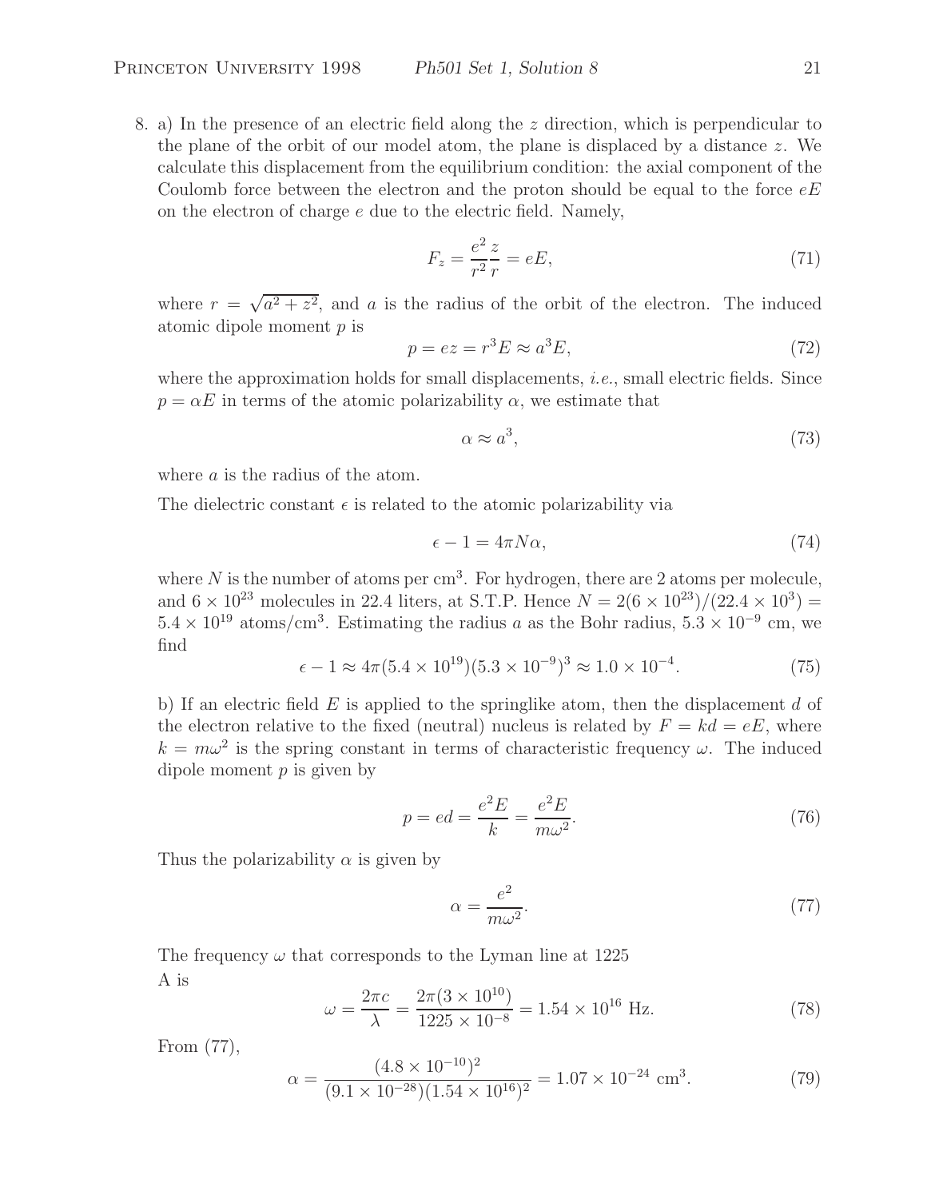8\. a) In the presence of an electric field along the $z$ direction, which is perpendicular to the plane of the orbit of our model atom, the plane is displaced by a distance $z$. We calculate this displacement from the equilibrium condition: the axial component of the Coulomb force between the electron and the proton should be equal to the force $eE$ on the electron of charge $e$ due to the electric field. Namely,

$$F_z = \frac{e^2}{r^2}\frac{z}{r} = eE, \tag{71}$$

where $r = \sqrt{a^2 + z^2}$, and $a$ is the radius of the orbit of the electron. The induced atomic dipole moment $p$ is

$$p = ez = r^3 E \approx a^3 E, \tag{72}$$

where the approximation holds for small displacements, *i.e.*, small electric fields. Since $p = \alpha E$ in terms of the atomic polarizability $\alpha$, we estimate that

$$\alpha \approx a^3, \tag{73}$$

where $a$ is the radius of the atom.

The dielectric constant $\epsilon$ is related to the atomic polarizability via

$$\epsilon - 1 = 4\pi N\alpha, \tag{74}$$

where $N$ is the number of atoms per cm$^3$. For hydrogen, there are 2 atoms per molecule, and $6 \times 10^{23}$ molecules in 22.4 liters, at S.T.P. Hence $N = 2(6 \times 10^{23})/(22.4 \times 10^3) = 5.4 \times 10^{19}$ atoms/cm$^3$. Estimating the radius $a$ as the Bohr radius, $5.3 \times 10^{-9}$ cm, we find

$$\epsilon - 1 \approx 4\pi(5.4 \times 10^{19})(5.3 \times 10^{-9})^3 \approx 1.0 \times 10^{-4}. \tag{75}$$

b) If an electric field $E$ is applied to the springlike atom, then the displacement $d$ of the electron relative to the fixed (neutral) nucleus is related by $F = kd = eE$, where $k = m\omega^2$ is the spring constant in terms of characteristic frequency $\omega$. The induced dipole moment $p$ is given by

$$p = ed = \frac{e^2 E}{k} = \frac{e^2 E}{m\omega^2}. \tag{76}$$

Thus the polarizability $\alpha$ is given by

$$\alpha = \frac{e^2}{m\omega^2}. \tag{77}$$

The frequency $\omega$ that corresponds to the Lyman line at 1225
A is

$$\omega = \frac{2\pi c}{\lambda} = \frac{2\pi(3 \times 10^{10})}{1225 \times 10^{-8}} = 1.54 \times 10^{16} \text{ Hz}. \tag{78}$$

From (77),

$$\alpha = \frac{(4.8 \times 10^{-10})^2}{(9.1 \times 10^{-28})(1.54 \times 10^{16})^2} = 1.07 \times 10^{-24} \text{ cm}^3. \tag{79}$$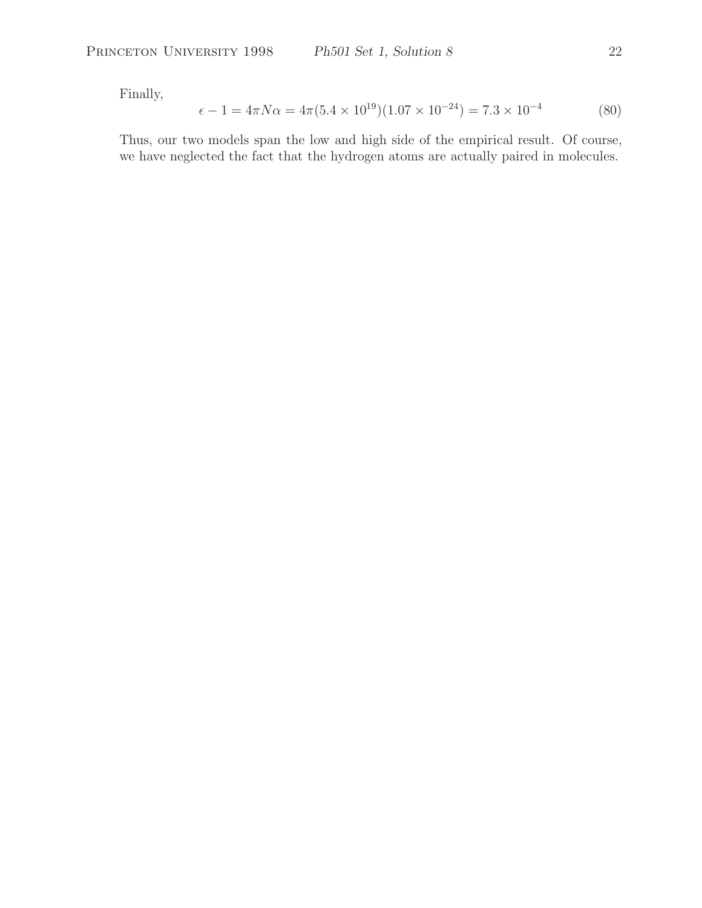Finally,

$$\epsilon - 1 = 4\pi N\alpha = 4\pi(5.4 \times 10^{19})(1.07 \times 10^{-24}) = 7.3 \times 10^{-4} \tag{80}$$

Thus, our two models span the low and high side of the empirical result. Of course, we have neglected the fact that the hydrogen atoms are actually paired in molecules.